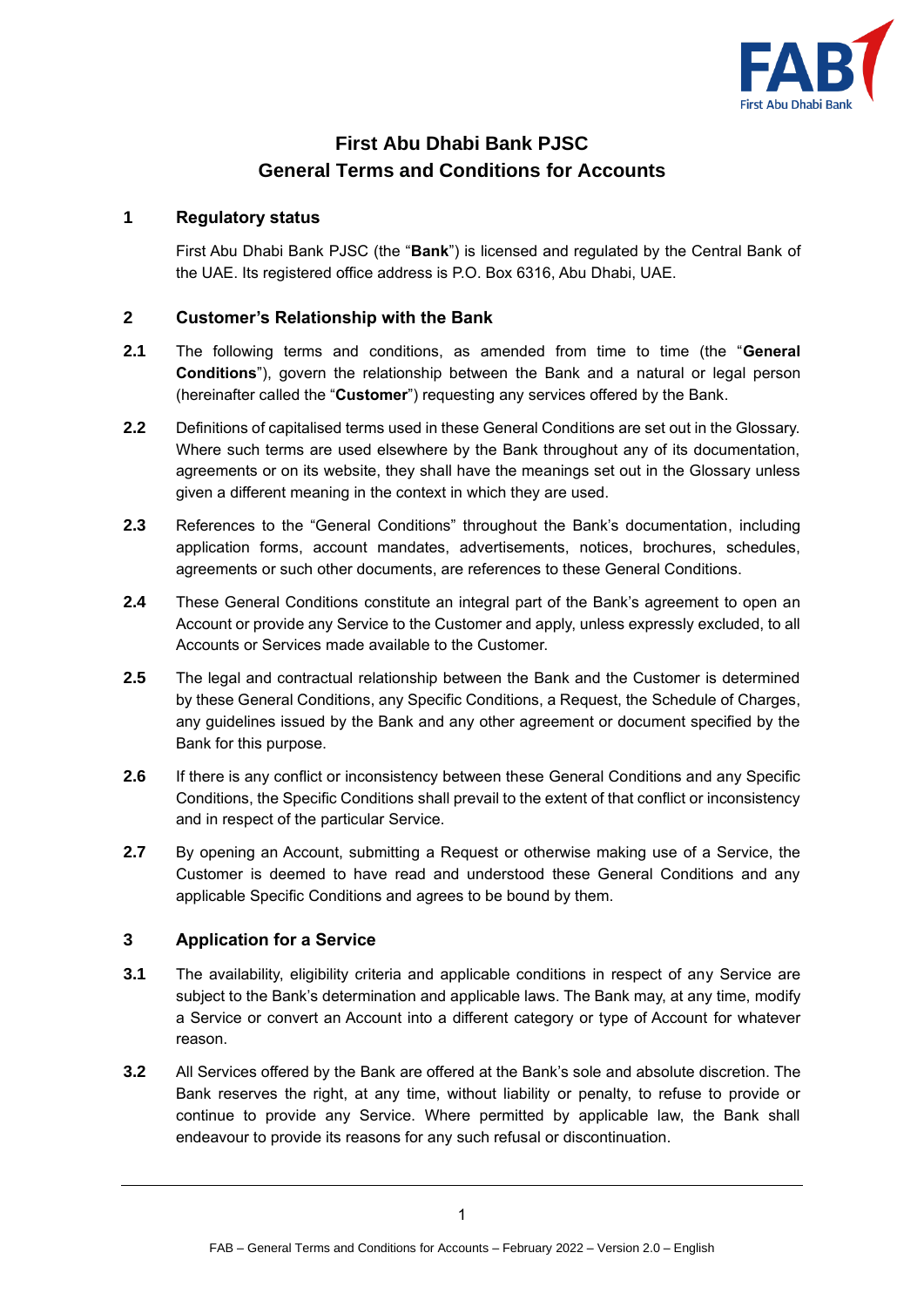# First Abu Dhabi Bank PJSC
# General Terms and Conditions for Accounts

## 1 Regulatory status

First Abu Dhabi Bank PJSC (the "**Bank**") is licensed and regulated by the Central Bank of the UAE. Its registered office address is P.O. Box 6316, Abu Dhabi, UAE.

## 2 Customer's Relationship with the Bank

**2.1** The following terms and conditions, as amended from time to time (the "**General Conditions**"), govern the relationship between the Bank and a natural or legal person (hereinafter called the "**Customer**") requesting any services offered by the Bank.

**2.2** Definitions of capitalised terms used in these General Conditions are set out in the Glossary. Where such terms are used elsewhere by the Bank throughout any of its documentation, agreements or on its website, they shall have the meanings set out in the Glossary unless given a different meaning in the context in which they are used.

**2.3** References to the "General Conditions" throughout the Bank's documentation, including application forms, account mandates, advertisements, notices, brochures, schedules, agreements or such other documents, are references to these General Conditions.

**2.4** These General Conditions constitute an integral part of the Bank's agreement to open an Account or provide any Service to the Customer and apply, unless expressly excluded, to all Accounts or Services made available to the Customer.

**2.5** The legal and contractual relationship between the Bank and the Customer is determined by these General Conditions, any Specific Conditions, a Request, the Schedule of Charges, any guidelines issued by the Bank and any other agreement or document specified by the Bank for this purpose.

**2.6** If there is any conflict or inconsistency between these General Conditions and any Specific Conditions, the Specific Conditions shall prevail to the extent of that conflict or inconsistency and in respect of the particular Service.

**2.7** By opening an Account, submitting a Request or otherwise making use of a Service, the Customer is deemed to have read and understood these General Conditions and any applicable Specific Conditions and agrees to be bound by them.

## 3 Application for a Service

**3.1** The availability, eligibility criteria and applicable conditions in respect of any Service are subject to the Bank's determination and applicable laws. The Bank may, at any time, modify a Service or convert an Account into a different category or type of Account for whatever reason.

**3.2** All Services offered by the Bank are offered at the Bank's sole and absolute discretion. The Bank reserves the right, at any time, without liability or penalty, to refuse to provide or continue to provide any Service. Where permitted by applicable law, the Bank shall endeavour to provide its reasons for any such refusal or discontinuation.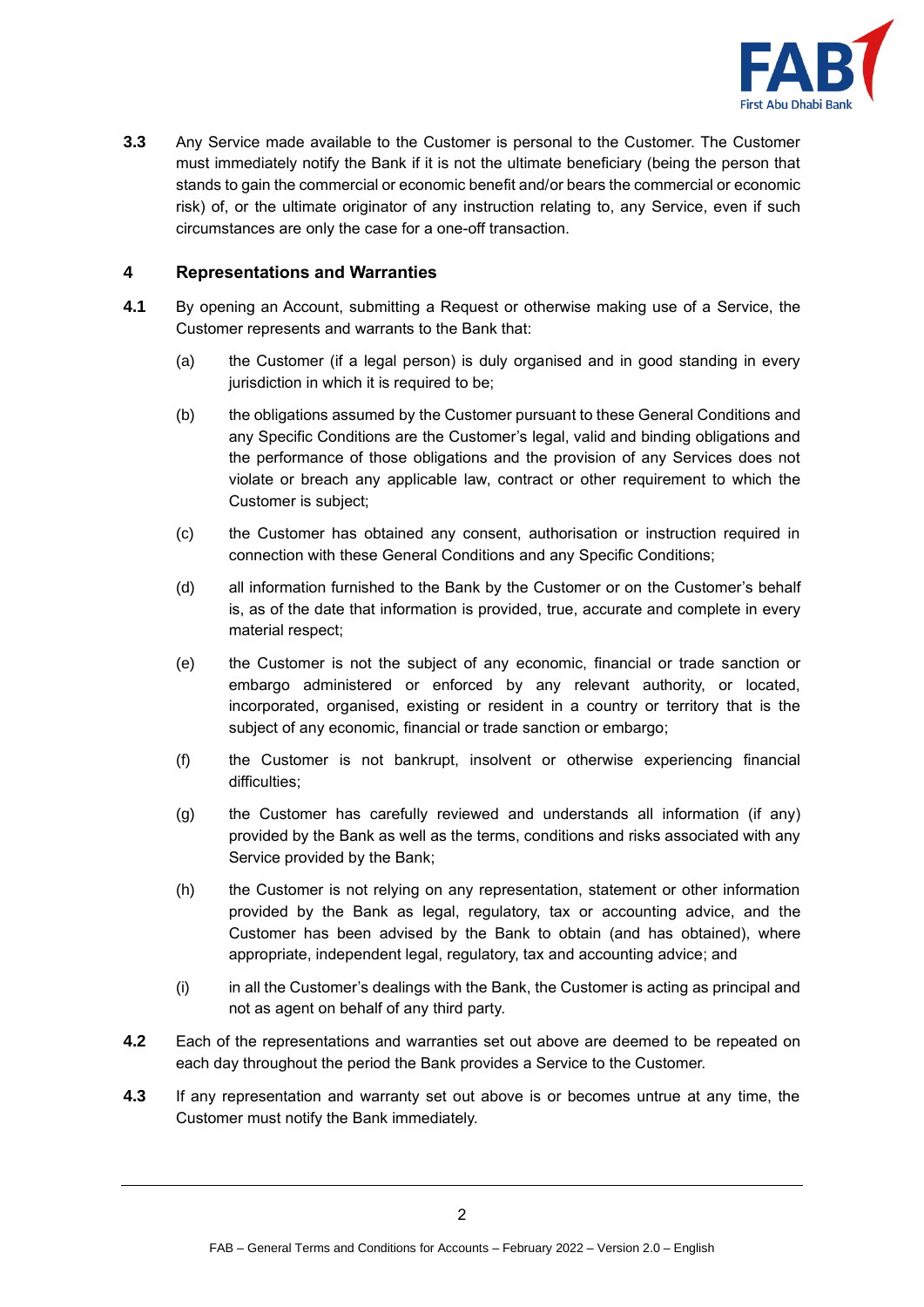**3.3** Any Service made available to the Customer is personal to the Customer. The Customer must immediately notify the Bank if it is not the ultimate beneficiary (being the person that stands to gain the commercial or economic benefit and/or bears the commercial or economic risk) of, or the ultimate originator of any instruction relating to, any Service, even if such circumstances are only the case for a one-off transaction.

## 4 Representations and Warranties

**4.1** By opening an Account, submitting a Request or otherwise making use of a Service, the Customer represents and warrants to the Bank that:

(a) the Customer (if a legal person) is duly organised and in good standing in every jurisdiction in which it is required to be;

(b) the obligations assumed by the Customer pursuant to these General Conditions and any Specific Conditions are the Customer's legal, valid and binding obligations and the performance of those obligations and the provision of any Services does not violate or breach any applicable law, contract or other requirement to which the Customer is subject;

(c) the Customer has obtained any consent, authorisation or instruction required in connection with these General Conditions and any Specific Conditions;

(d) all information furnished to the Bank by the Customer or on the Customer's behalf is, as of the date that information is provided, true, accurate and complete in every material respect;

(e) the Customer is not the subject of any economic, financial or trade sanction or embargo administered or enforced by any relevant authority, or located, incorporated, organised, existing or resident in a country or territory that is the subject of any economic, financial or trade sanction or embargo;

(f) the Customer is not bankrupt, insolvent or otherwise experiencing financial difficulties;

(g) the Customer has carefully reviewed and understands all information (if any) provided by the Bank as well as the terms, conditions and risks associated with any Service provided by the Bank;

(h) the Customer is not relying on any representation, statement or other information provided by the Bank as legal, regulatory, tax or accounting advice, and the Customer has been advised by the Bank to obtain (and has obtained), where appropriate, independent legal, regulatory, tax and accounting advice; and

(i) in all the Customer's dealings with the Bank, the Customer is acting as principal and not as agent on behalf of any third party.

**4.2** Each of the representations and warranties set out above are deemed to be repeated on each day throughout the period the Bank provides a Service to the Customer.

**4.3** If any representation and warranty set out above is or becomes untrue at any time, the Customer must notify the Bank immediately.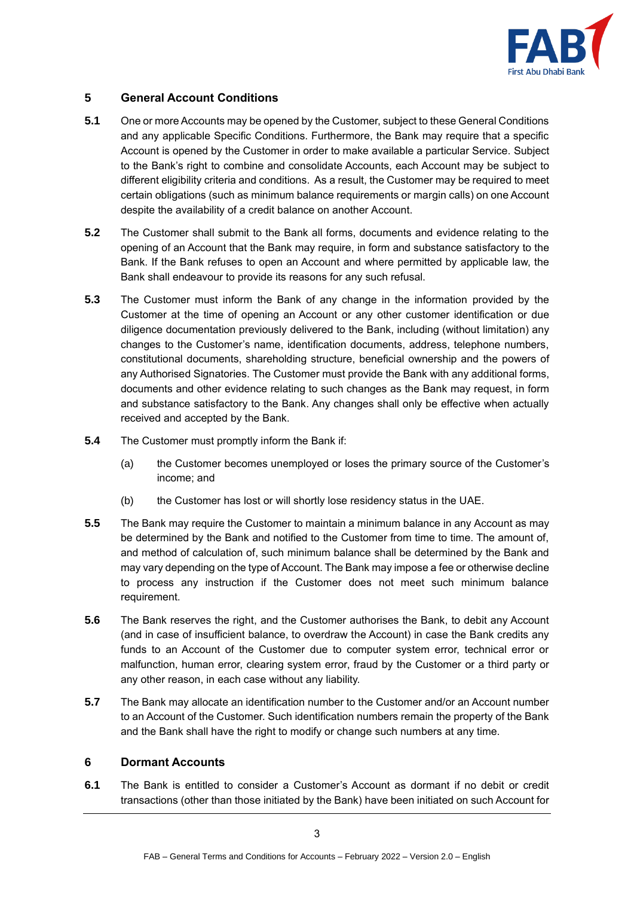## 5 General Account Conditions

**5.1** One or more Accounts may be opened by the Customer, subject to these General Conditions and any applicable Specific Conditions. Furthermore, the Bank may require that a specific Account is opened by the Customer in order to make available a particular Service. Subject to the Bank's right to combine and consolidate Accounts, each Account may be subject to different eligibility criteria and conditions. As a result, the Customer may be required to meet certain obligations (such as minimum balance requirements or margin calls) on one Account despite the availability of a credit balance on another Account.

**5.2** The Customer shall submit to the Bank all forms, documents and evidence relating to the opening of an Account that the Bank may require, in form and substance satisfactory to the Bank. If the Bank refuses to open an Account and where permitted by applicable law, the Bank shall endeavour to provide its reasons for any such refusal.

**5.3** The Customer must inform the Bank of any change in the information provided by the Customer at the time of opening an Account or any other customer identification or due diligence documentation previously delivered to the Bank, including (without limitation) any changes to the Customer's name, identification documents, address, telephone numbers, constitutional documents, shareholding structure, beneficial ownership and the powers of any Authorised Signatories. The Customer must provide the Bank with any additional forms, documents and other evidence relating to such changes as the Bank may request, in form and substance satisfactory to the Bank. Any changes shall only be effective when actually received and accepted by the Bank.

**5.4** The Customer must promptly inform the Bank if:

(a) the Customer becomes unemployed or loses the primary source of the Customer's income; and

(b) the Customer has lost or will shortly lose residency status in the UAE.

**5.5** The Bank may require the Customer to maintain a minimum balance in any Account as may be determined by the Bank and notified to the Customer from time to time. The amount of, and method of calculation of, such minimum balance shall be determined by the Bank and may vary depending on the type of Account. The Bank may impose a fee or otherwise decline to process any instruction if the Customer does not meet such minimum balance requirement.

**5.6** The Bank reserves the right, and the Customer authorises the Bank, to debit any Account (and in case of insufficient balance, to overdraw the Account) in case the Bank credits any funds to an Account of the Customer due to computer system error, technical error or malfunction, human error, clearing system error, fraud by the Customer or a third party or any other reason, in each case without any liability.

**5.7** The Bank may allocate an identification number to the Customer and/or an Account number to an Account of the Customer. Such identification numbers remain the property of the Bank and the Bank shall have the right to modify or change such numbers at any time.

## 6 Dormant Accounts

**6.1** The Bank is entitled to consider a Customer's Account as dormant if no debit or credit transactions (other than those initiated by the Bank) have been initiated on such Account for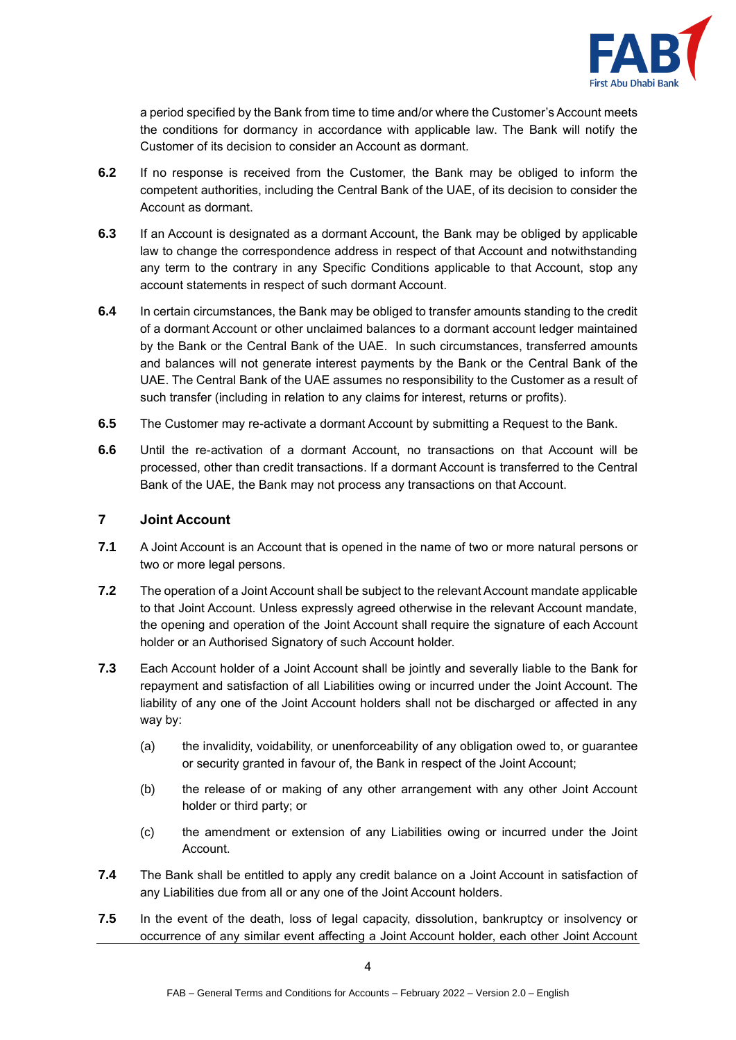a period specified by the Bank from time to time and/or where the Customer's Account meets the conditions for dormancy in accordance with applicable law. The Bank will notify the Customer of its decision to consider an Account as dormant.

**6.2** If no response is received from the Customer, the Bank may be obliged to inform the competent authorities, including the Central Bank of the UAE, of its decision to consider the Account as dormant.

**6.3** If an Account is designated as a dormant Account, the Bank may be obliged by applicable law to change the correspondence address in respect of that Account and notwithstanding any term to the contrary in any Specific Conditions applicable to that Account, stop any account statements in respect of such dormant Account.

**6.4** In certain circumstances, the Bank may be obliged to transfer amounts standing to the credit of a dormant Account or other unclaimed balances to a dormant account ledger maintained by the Bank or the Central Bank of the UAE. In such circumstances, transferred amounts and balances will not generate interest payments by the Bank or the Central Bank of the UAE. The Central Bank of the UAE assumes no responsibility to the Customer as a result of such transfer (including in relation to any claims for interest, returns or profits).

**6.5** The Customer may re-activate a dormant Account by submitting a Request to the Bank.

**6.6** Until the re-activation of a dormant Account, no transactions on that Account will be processed, other than credit transactions. If a dormant Account is transferred to the Central Bank of the UAE, the Bank may not process any transactions on that Account.

## 7 Joint Account

**7.1** A Joint Account is an Account that is opened in the name of two or more natural persons or two or more legal persons.

**7.2** The operation of a Joint Account shall be subject to the relevant Account mandate applicable to that Joint Account. Unless expressly agreed otherwise in the relevant Account mandate, the opening and operation of the Joint Account shall require the signature of each Account holder or an Authorised Signatory of such Account holder.

**7.3** Each Account holder of a Joint Account shall be jointly and severally liable to the Bank for repayment and satisfaction of all Liabilities owing or incurred under the Joint Account. The liability of any one of the Joint Account holders shall not be discharged or affected in any way by:

(a) the invalidity, voidability, or unenforceability of any obligation owed to, or guarantee or security granted in favour of, the Bank in respect of the Joint Account;

(b) the release of or making of any other arrangement with any other Joint Account holder or third party; or

(c) the amendment or extension of any Liabilities owing or incurred under the Joint Account.

**7.4** The Bank shall be entitled to apply any credit balance on a Joint Account in satisfaction of any Liabilities due from all or any one of the Joint Account holders.

**7.5** In the event of the death, loss of legal capacity, dissolution, bankruptcy or insolvency or occurrence of any similar event affecting a Joint Account holder, each other Joint Account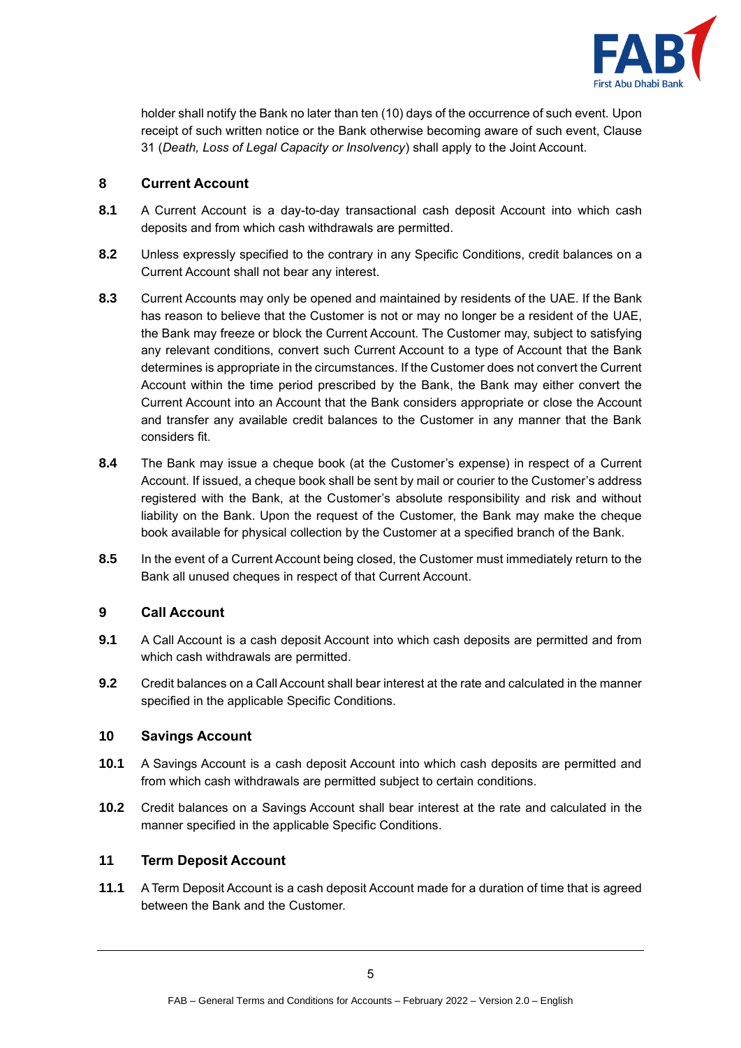holder shall notify the Bank no later than ten (10) days of the occurrence of such event. Upon receipt of such written notice or the Bank otherwise becoming aware of such event, Clause 31 (*Death, Loss of Legal Capacity or Insolvency*) shall apply to the Joint Account.

## 8 Current Account

**8.1** A Current Account is a day-to-day transactional cash deposit Account into which cash deposits and from which cash withdrawals are permitted.

**8.2** Unless expressly specified to the contrary in any Specific Conditions, credit balances on a Current Account shall not bear any interest.

**8.3** Current Accounts may only be opened and maintained by residents of the UAE. If the Bank has reason to believe that the Customer is not or may no longer be a resident of the UAE, the Bank may freeze or block the Current Account. The Customer may, subject to satisfying any relevant conditions, convert such Current Account to a type of Account that the Bank determines is appropriate in the circumstances. If the Customer does not convert the Current Account within the time period prescribed by the Bank, the Bank may either convert the Current Account into an Account that the Bank considers appropriate or close the Account and transfer any available credit balances to the Customer in any manner that the Bank considers fit.

**8.4** The Bank may issue a cheque book (at the Customer's expense) in respect of a Current Account. If issued, a cheque book shall be sent by mail or courier to the Customer's address registered with the Bank, at the Customer's absolute responsibility and risk and without liability on the Bank. Upon the request of the Customer, the Bank may make the cheque book available for physical collection by the Customer at a specified branch of the Bank.

**8.5** In the event of a Current Account being closed, the Customer must immediately return to the Bank all unused cheques in respect of that Current Account.

## 9 Call Account

**9.1** A Call Account is a cash deposit Account into which cash deposits are permitted and from which cash withdrawals are permitted.

**9.2** Credit balances on a Call Account shall bear interest at the rate and calculated in the manner specified in the applicable Specific Conditions.

## 10 Savings Account

**10.1** A Savings Account is a cash deposit Account into which cash deposits are permitted and from which cash withdrawals are permitted subject to certain conditions.

**10.2** Credit balances on a Savings Account shall bear interest at the rate and calculated in the manner specified in the applicable Specific Conditions.

## 11 Term Deposit Account

**11.1** A Term Deposit Account is a cash deposit Account made for a duration of time that is agreed between the Bank and the Customer.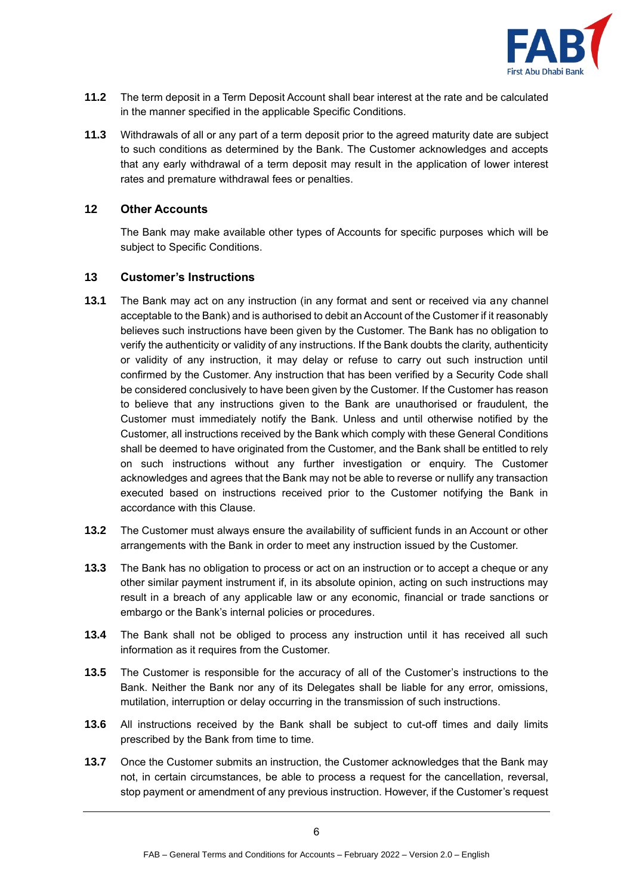**11.2** The term deposit in a Term Deposit Account shall bear interest at the rate and be calculated in the manner specified in the applicable Specific Conditions.

**11.3** Withdrawals of all or any part of a term deposit prior to the agreed maturity date are subject to such conditions as determined by the Bank. The Customer acknowledges and accepts that any early withdrawal of a term deposit may result in the application of lower interest rates and premature withdrawal fees or penalties.

## 12 Other Accounts

The Bank may make available other types of Accounts for specific purposes which will be subject to Specific Conditions.

## 13 Customer's Instructions

**13.1** The Bank may act on any instruction (in any format and sent or received via any channel acceptable to the Bank) and is authorised to debit an Account of the Customer if it reasonably believes such instructions have been given by the Customer. The Bank has no obligation to verify the authenticity or validity of any instructions. If the Bank doubts the clarity, authenticity or validity of any instruction, it may delay or refuse to carry out such instruction until confirmed by the Customer. Any instruction that has been verified by a Security Code shall be considered conclusively to have been given by the Customer. If the Customer has reason to believe that any instructions given to the Bank are unauthorised or fraudulent, the Customer must immediately notify the Bank. Unless and until otherwise notified by the Customer, all instructions received by the Bank which comply with these General Conditions shall be deemed to have originated from the Customer, and the Bank shall be entitled to rely on such instructions without any further investigation or enquiry. The Customer acknowledges and agrees that the Bank may not be able to reverse or nullify any transaction executed based on instructions received prior to the Customer notifying the Bank in accordance with this Clause.

**13.2** The Customer must always ensure the availability of sufficient funds in an Account or other arrangements with the Bank in order to meet any instruction issued by the Customer.

**13.3** The Bank has no obligation to process or act on an instruction or to accept a cheque or any other similar payment instrument if, in its absolute opinion, acting on such instructions may result in a breach of any applicable law or any economic, financial or trade sanctions or embargo or the Bank's internal policies or procedures.

**13.4** The Bank shall not be obliged to process any instruction until it has received all such information as it requires from the Customer.

**13.5** The Customer is responsible for the accuracy of all of the Customer's instructions to the Bank. Neither the Bank nor any of its Delegates shall be liable for any error, omissions, mutilation, interruption or delay occurring in the transmission of such instructions.

**13.6** All instructions received by the Bank shall be subject to cut-off times and daily limits prescribed by the Bank from time to time.

**13.7** Once the Customer submits an instruction, the Customer acknowledges that the Bank may not, in certain circumstances, be able to process a request for the cancellation, reversal, stop payment or amendment of any previous instruction. However, if the Customer's request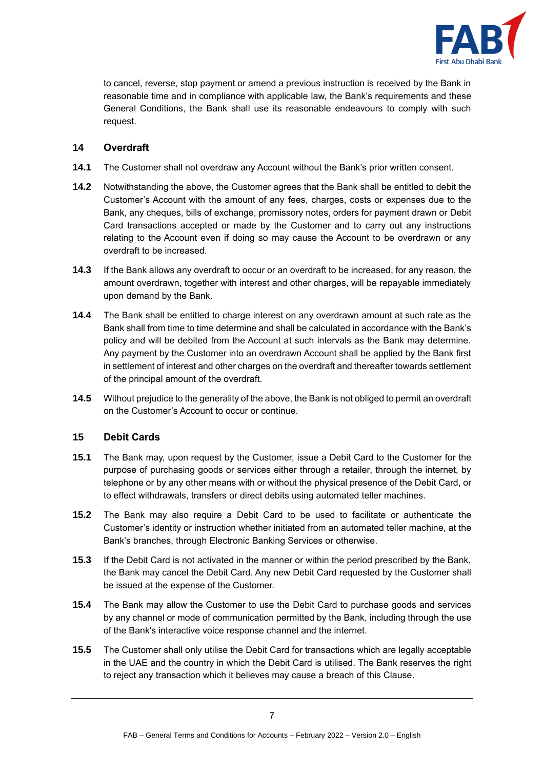to cancel, reverse, stop payment or amend a previous instruction is received by the Bank in reasonable time and in compliance with applicable law, the Bank's requirements and these General Conditions, the Bank shall use its reasonable endeavours to comply with such request.

## 14 Overdraft

**14.1** The Customer shall not overdraw any Account without the Bank's prior written consent.

**14.2** Notwithstanding the above, the Customer agrees that the Bank shall be entitled to debit the Customer's Account with the amount of any fees, charges, costs or expenses due to the Bank, any cheques, bills of exchange, promissory notes, orders for payment drawn or Debit Card transactions accepted or made by the Customer and to carry out any instructions relating to the Account even if doing so may cause the Account to be overdrawn or any overdraft to be increased.

**14.3** If the Bank allows any overdraft to occur or an overdraft to be increased, for any reason, the amount overdrawn, together with interest and other charges, will be repayable immediately upon demand by the Bank.

**14.4** The Bank shall be entitled to charge interest on any overdrawn amount at such rate as the Bank shall from time to time determine and shall be calculated in accordance with the Bank's policy and will be debited from the Account at such intervals as the Bank may determine. Any payment by the Customer into an overdrawn Account shall be applied by the Bank first in settlement of interest and other charges on the overdraft and thereafter towards settlement of the principal amount of the overdraft.

**14.5** Without prejudice to the generality of the above, the Bank is not obliged to permit an overdraft on the Customer's Account to occur or continue.

## 15 Debit Cards

**15.1** The Bank may, upon request by the Customer, issue a Debit Card to the Customer for the purpose of purchasing goods or services either through a retailer, through the internet, by telephone or by any other means with or without the physical presence of the Debit Card, or to effect withdrawals, transfers or direct debits using automated teller machines.

**15.2** The Bank may also require a Debit Card to be used to facilitate or authenticate the Customer's identity or instruction whether initiated from an automated teller machine, at the Bank's branches, through Electronic Banking Services or otherwise.

**15.3** If the Debit Card is not activated in the manner or within the period prescribed by the Bank, the Bank may cancel the Debit Card. Any new Debit Card requested by the Customer shall be issued at the expense of the Customer.

**15.4** The Bank may allow the Customer to use the Debit Card to purchase goods and services by any channel or mode of communication permitted by the Bank, including through the use of the Bank's interactive voice response channel and the internet.

**15.5** The Customer shall only utilise the Debit Card for transactions which are legally acceptable in the UAE and the country in which the Debit Card is utilised. The Bank reserves the right to reject any transaction which it believes may cause a breach of this Clause.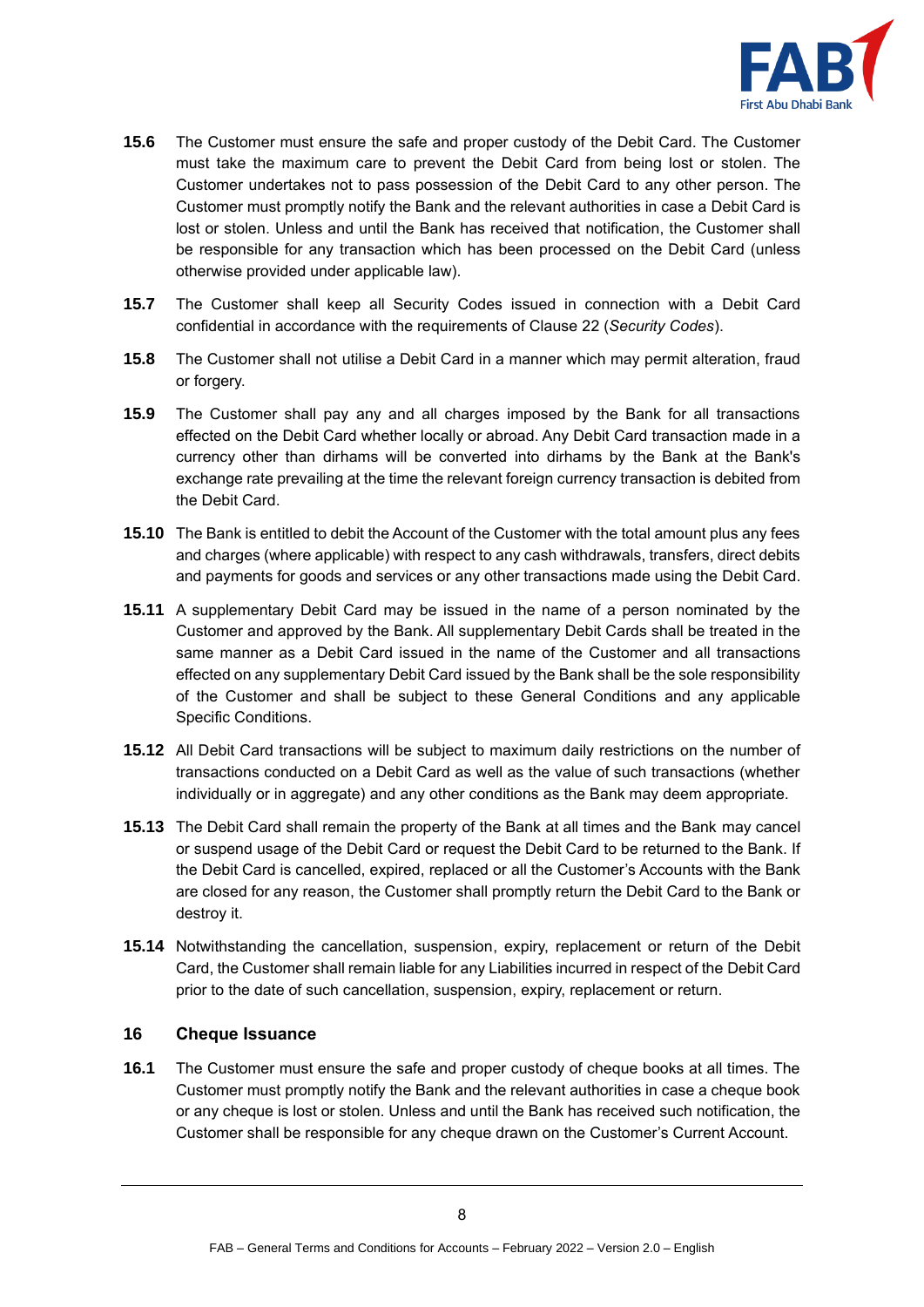**15.6** The Customer must ensure the safe and proper custody of the Debit Card. The Customer must take the maximum care to prevent the Debit Card from being lost or stolen. The Customer undertakes not to pass possession of the Debit Card to any other person. The Customer must promptly notify the Bank and the relevant authorities in case a Debit Card is lost or stolen. Unless and until the Bank has received that notification, the Customer shall be responsible for any transaction which has been processed on the Debit Card (unless otherwise provided under applicable law).

**15.7** The Customer shall keep all Security Codes issued in connection with a Debit Card confidential in accordance with the requirements of Clause 22 (*Security Codes*).

**15.8** The Customer shall not utilise a Debit Card in a manner which may permit alteration, fraud or forgery.

**15.9** The Customer shall pay any and all charges imposed by the Bank for all transactions effected on the Debit Card whether locally or abroad. Any Debit Card transaction made in a currency other than dirhams will be converted into dirhams by the Bank at the Bank's exchange rate prevailing at the time the relevant foreign currency transaction is debited from the Debit Card.

**15.10** The Bank is entitled to debit the Account of the Customer with the total amount plus any fees and charges (where applicable) with respect to any cash withdrawals, transfers, direct debits and payments for goods and services or any other transactions made using the Debit Card.

**15.11** A supplementary Debit Card may be issued in the name of a person nominated by the Customer and approved by the Bank. All supplementary Debit Cards shall be treated in the same manner as a Debit Card issued in the name of the Customer and all transactions effected on any supplementary Debit Card issued by the Bank shall be the sole responsibility of the Customer and shall be subject to these General Conditions and any applicable Specific Conditions.

**15.12** All Debit Card transactions will be subject to maximum daily restrictions on the number of transactions conducted on a Debit Card as well as the value of such transactions (whether individually or in aggregate) and any other conditions as the Bank may deem appropriate.

**15.13** The Debit Card shall remain the property of the Bank at all times and the Bank may cancel or suspend usage of the Debit Card or request the Debit Card to be returned to the Bank. If the Debit Card is cancelled, expired, replaced or all the Customer's Accounts with the Bank are closed for any reason, the Customer shall promptly return the Debit Card to the Bank or destroy it.

**15.14** Notwithstanding the cancellation, suspension, expiry, replacement or return of the Debit Card, the Customer shall remain liable for any Liabilities incurred in respect of the Debit Card prior to the date of such cancellation, suspension, expiry, replacement or return.

## 16 Cheque Issuance

**16.1** The Customer must ensure the safe and proper custody of cheque books at all times. The Customer must promptly notify the Bank and the relevant authorities in case a cheque book or any cheque is lost or stolen. Unless and until the Bank has received such notification, the Customer shall be responsible for any cheque drawn on the Customer's Current Account.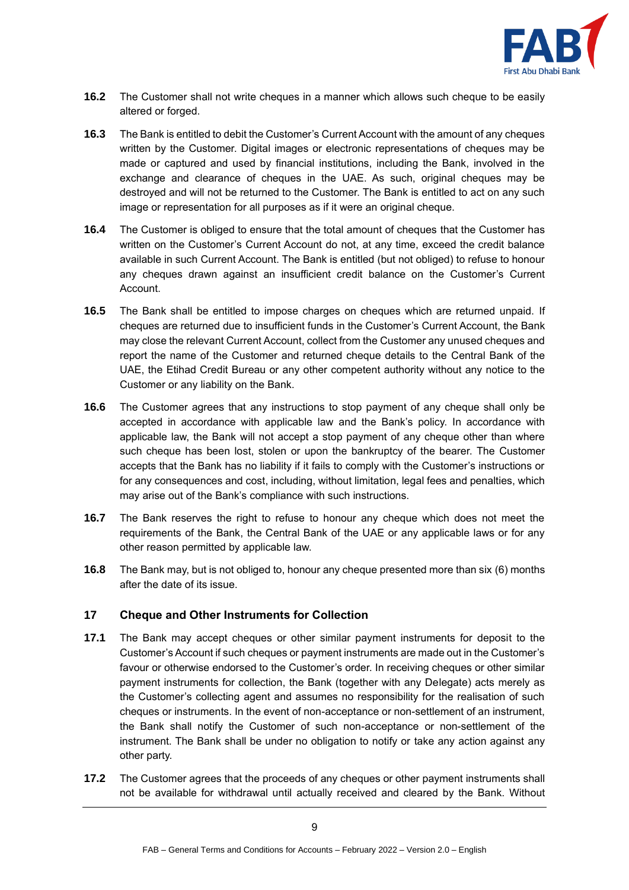**16.2** The Customer shall not write cheques in a manner which allows such cheque to be easily altered or forged.

**16.3** The Bank is entitled to debit the Customer's Current Account with the amount of any cheques written by the Customer. Digital images or electronic representations of cheques may be made or captured and used by financial institutions, including the Bank, involved in the exchange and clearance of cheques in the UAE. As such, original cheques may be destroyed and will not be returned to the Customer. The Bank is entitled to act on any such image or representation for all purposes as if it were an original cheque.

**16.4** The Customer is obliged to ensure that the total amount of cheques that the Customer has written on the Customer's Current Account do not, at any time, exceed the credit balance available in such Current Account. The Bank is entitled (but not obliged) to refuse to honour any cheques drawn against an insufficient credit balance on the Customer's Current Account.

**16.5** The Bank shall be entitled to impose charges on cheques which are returned unpaid. If cheques are returned due to insufficient funds in the Customer's Current Account, the Bank may close the relevant Current Account, collect from the Customer any unused cheques and report the name of the Customer and returned cheque details to the Central Bank of the UAE, the Etihad Credit Bureau or any other competent authority without any notice to the Customer or any liability on the Bank.

**16.6** The Customer agrees that any instructions to stop payment of any cheque shall only be accepted in accordance with applicable law and the Bank's policy. In accordance with applicable law, the Bank will not accept a stop payment of any cheque other than where such cheque has been lost, stolen or upon the bankruptcy of the bearer. The Customer accepts that the Bank has no liability if it fails to comply with the Customer's instructions or for any consequences and cost, including, without limitation, legal fees and penalties, which may arise out of the Bank's compliance with such instructions.

**16.7** The Bank reserves the right to refuse to honour any cheque which does not meet the requirements of the Bank, the Central Bank of the UAE or any applicable laws or for any other reason permitted by applicable law.

**16.8** The Bank may, but is not obliged to, honour any cheque presented more than six (6) months after the date of its issue.

## 17 Cheque and Other Instruments for Collection

**17.1** The Bank may accept cheques or other similar payment instruments for deposit to the Customer's Account if such cheques or payment instruments are made out in the Customer's favour or otherwise endorsed to the Customer's order. In receiving cheques or other similar payment instruments for collection, the Bank (together with any Delegate) acts merely as the Customer's collecting agent and assumes no responsibility for the realisation of such cheques or instruments. In the event of non-acceptance or non-settlement of an instrument, the Bank shall notify the Customer of such non-acceptance or non-settlement of the instrument. The Bank shall be under no obligation to notify or take any action against any other party.

**17.2** The Customer agrees that the proceeds of any cheques or other payment instruments shall not be available for withdrawal until actually received and cleared by the Bank. Without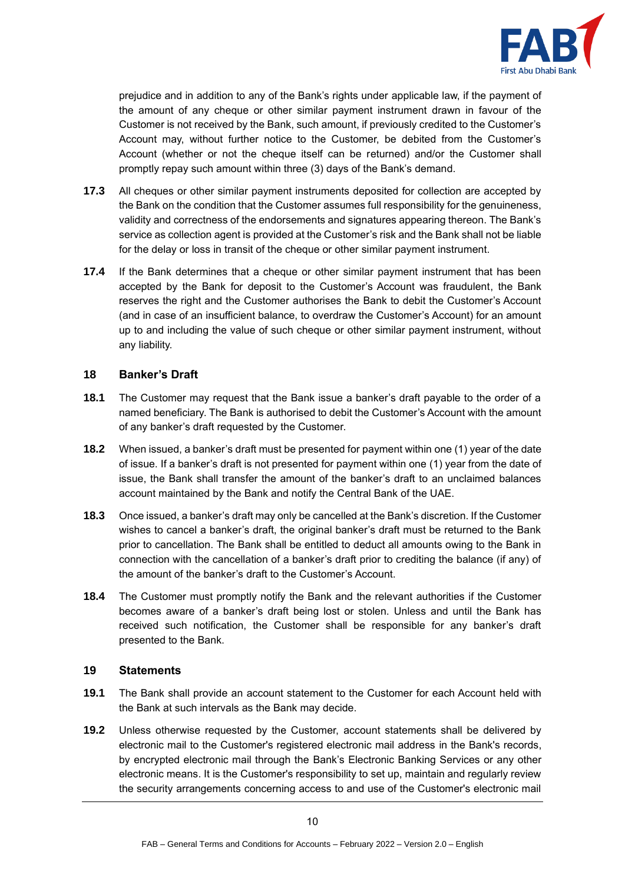prejudice and in addition to any of the Bank's rights under applicable law, if the payment of the amount of any cheque or other similar payment instrument drawn in favour of the Customer is not received by the Bank, such amount, if previously credited to the Customer's Account may, without further notice to the Customer, be debited from the Customer's Account (whether or not the cheque itself can be returned) and/or the Customer shall promptly repay such amount within three (3) days of the Bank's demand.

**17.3** All cheques or other similar payment instruments deposited for collection are accepted by the Bank on the condition that the Customer assumes full responsibility for the genuineness, validity and correctness of the endorsements and signatures appearing thereon. The Bank's service as collection agent is provided at the Customer's risk and the Bank shall not be liable for the delay or loss in transit of the cheque or other similar payment instrument.

**17.4** If the Bank determines that a cheque or other similar payment instrument that has been accepted by the Bank for deposit to the Customer's Account was fraudulent, the Bank reserves the right and the Customer authorises the Bank to debit the Customer's Account (and in case of an insufficient balance, to overdraw the Customer's Account) for an amount up to and including the value of such cheque or other similar payment instrument, without any liability.

## 18 Banker's Draft

**18.1** The Customer may request that the Bank issue a banker's draft payable to the order of a named beneficiary. The Bank is authorised to debit the Customer's Account with the amount of any banker's draft requested by the Customer.

**18.2** When issued, a banker's draft must be presented for payment within one (1) year of the date of issue. If a banker's draft is not presented for payment within one (1) year from the date of issue, the Bank shall transfer the amount of the banker's draft to an unclaimed balances account maintained by the Bank and notify the Central Bank of the UAE.

**18.3** Once issued, a banker's draft may only be cancelled at the Bank's discretion. If the Customer wishes to cancel a banker's draft, the original banker's draft must be returned to the Bank prior to cancellation. The Bank shall be entitled to deduct all amounts owing to the Bank in connection with the cancellation of a banker's draft prior to crediting the balance (if any) of the amount of the banker's draft to the Customer's Account.

**18.4** The Customer must promptly notify the Bank and the relevant authorities if the Customer becomes aware of a banker's draft being lost or stolen. Unless and until the Bank has received such notification, the Customer shall be responsible for any banker's draft presented to the Bank.

## 19 Statements

**19.1** The Bank shall provide an account statement to the Customer for each Account held with the Bank at such intervals as the Bank may decide.

**19.2** Unless otherwise requested by the Customer, account statements shall be delivered by electronic mail to the Customer's registered electronic mail address in the Bank's records, by encrypted electronic mail through the Bank's Electronic Banking Services or any other electronic means. It is the Customer's responsibility to set up, maintain and regularly review the security arrangements concerning access to and use of the Customer's electronic mail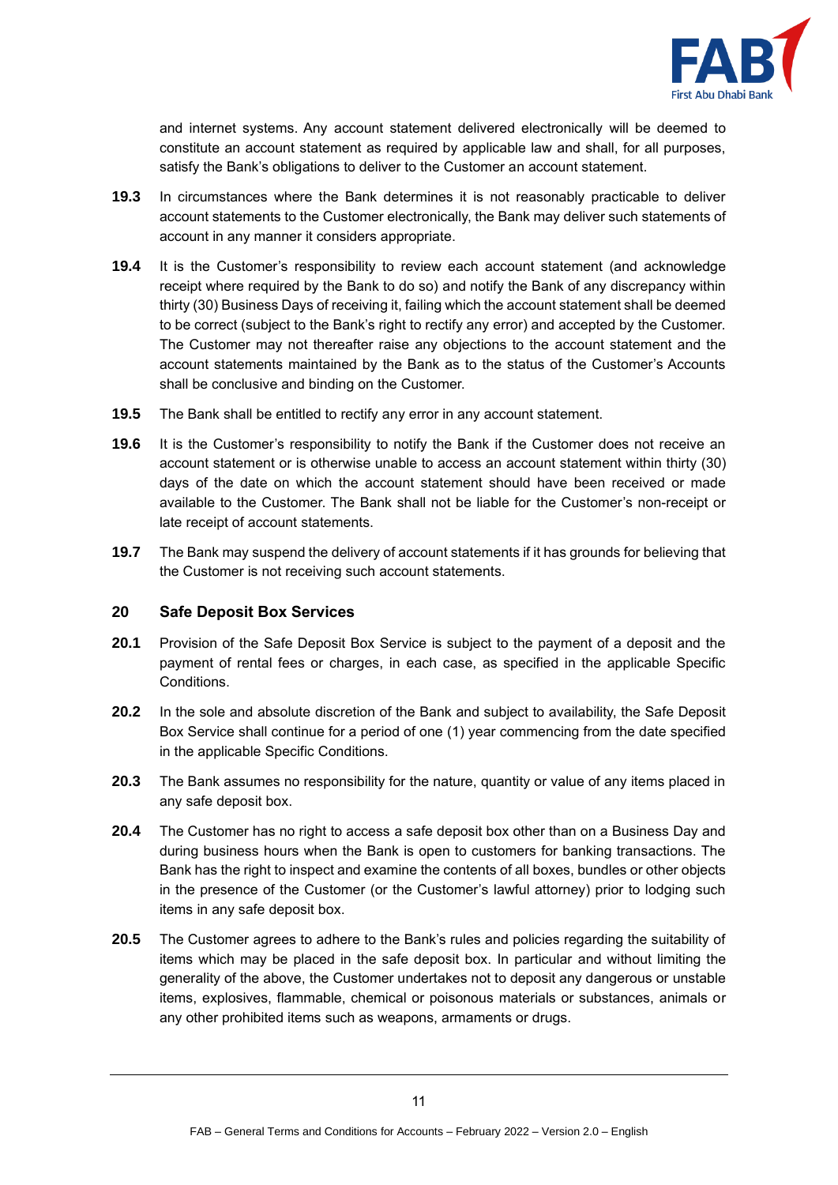and internet systems. Any account statement delivered electronically will be deemed to constitute an account statement as required by applicable law and shall, for all purposes, satisfy the Bank's obligations to deliver to the Customer an account statement.

**19.3** In circumstances where the Bank determines it is not reasonably practicable to deliver account statements to the Customer electronically, the Bank may deliver such statements of account in any manner it considers appropriate.

**19.4** It is the Customer's responsibility to review each account statement (and acknowledge receipt where required by the Bank to do so) and notify the Bank of any discrepancy within thirty (30) Business Days of receiving it, failing which the account statement shall be deemed to be correct (subject to the Bank's right to rectify any error) and accepted by the Customer. The Customer may not thereafter raise any objections to the account statement and the account statements maintained by the Bank as to the status of the Customer's Accounts shall be conclusive and binding on the Customer.

**19.5** The Bank shall be entitled to rectify any error in any account statement.

**19.6** It is the Customer's responsibility to notify the Bank if the Customer does not receive an account statement or is otherwise unable to access an account statement within thirty (30) days of the date on which the account statement should have been received or made available to the Customer. The Bank shall not be liable for the Customer's non-receipt or late receipt of account statements.

**19.7** The Bank may suspend the delivery of account statements if it has grounds for believing that the Customer is not receiving such account statements.

## 20 Safe Deposit Box Services

**20.1** Provision of the Safe Deposit Box Service is subject to the payment of a deposit and the payment of rental fees or charges, in each case, as specified in the applicable Specific Conditions.

**20.2** In the sole and absolute discretion of the Bank and subject to availability, the Safe Deposit Box Service shall continue for a period of one (1) year commencing from the date specified in the applicable Specific Conditions.

**20.3** The Bank assumes no responsibility for the nature, quantity or value of any items placed in any safe deposit box.

**20.4** The Customer has no right to access a safe deposit box other than on a Business Day and during business hours when the Bank is open to customers for banking transactions. The Bank has the right to inspect and examine the contents of all boxes, bundles or other objects in the presence of the Customer (or the Customer's lawful attorney) prior to lodging such items in any safe deposit box.

**20.5** The Customer agrees to adhere to the Bank's rules and policies regarding the suitability of items which may be placed in the safe deposit box. In particular and without limiting the generality of the above, the Customer undertakes not to deposit any dangerous or unstable items, explosives, flammable, chemical or poisonous materials or substances, animals or any other prohibited items such as weapons, armaments or drugs.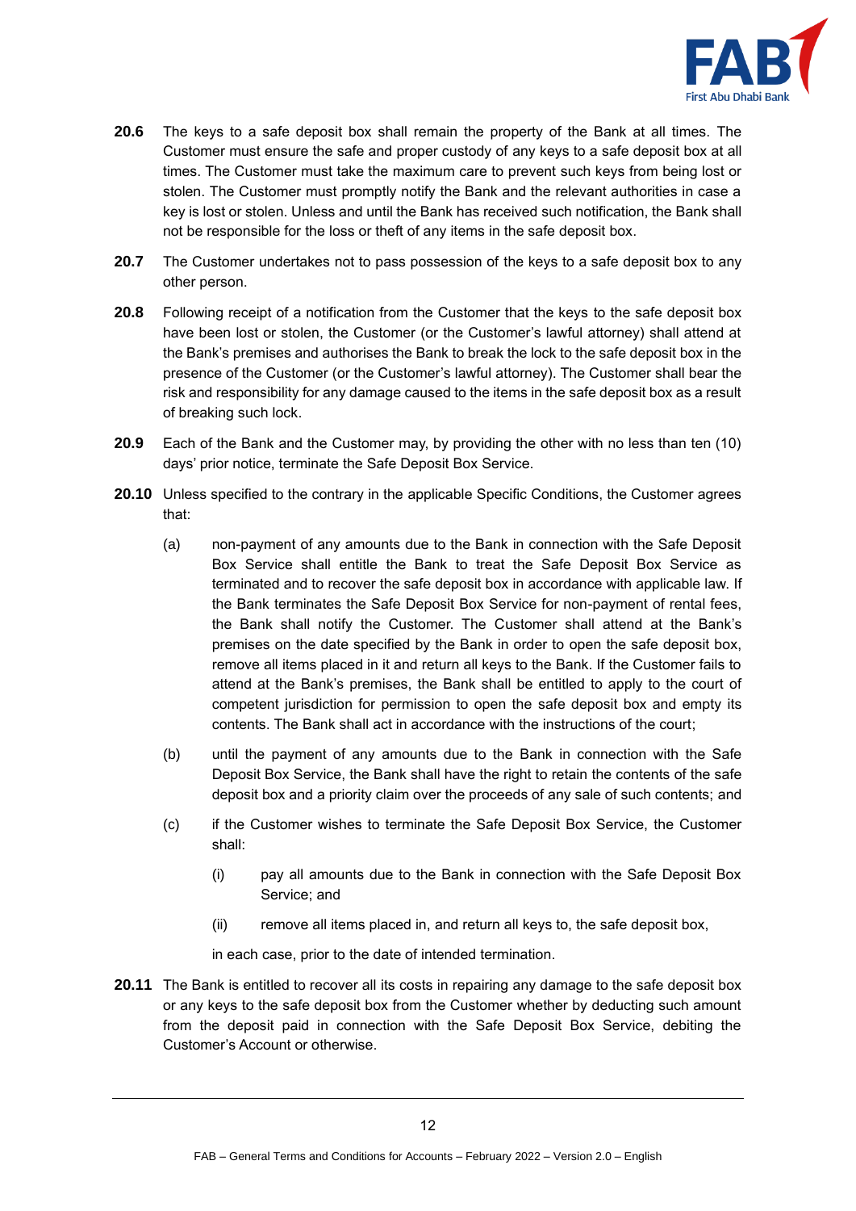**20.6** The keys to a safe deposit box shall remain the property of the Bank at all times. The Customer must ensure the safe and proper custody of any keys to a safe deposit box at all times. The Customer must take the maximum care to prevent such keys from being lost or stolen. The Customer must promptly notify the Bank and the relevant authorities in case a key is lost or stolen. Unless and until the Bank has received such notification, the Bank shall not be responsible for the loss or theft of any items in the safe deposit box.

**20.7** The Customer undertakes not to pass possession of the keys to a safe deposit box to any other person.

**20.8** Following receipt of a notification from the Customer that the keys to the safe deposit box have been lost or stolen, the Customer (or the Customer's lawful attorney) shall attend at the Bank's premises and authorises the Bank to break the lock to the safe deposit box in the presence of the Customer (or the Customer's lawful attorney). The Customer shall bear the risk and responsibility for any damage caused to the items in the safe deposit box as a result of breaking such lock.

**20.9** Each of the Bank and the Customer may, by providing the other with no less than ten (10) days' prior notice, terminate the Safe Deposit Box Service.

**20.10** Unless specified to the contrary in the applicable Specific Conditions, the Customer agrees that:

(a) non-payment of any amounts due to the Bank in connection with the Safe Deposit Box Service shall entitle the Bank to treat the Safe Deposit Box Service as terminated and to recover the safe deposit box in accordance with applicable law. If the Bank terminates the Safe Deposit Box Service for non-payment of rental fees, the Bank shall notify the Customer. The Customer shall attend at the Bank's premises on the date specified by the Bank in order to open the safe deposit box, remove all items placed in it and return all keys to the Bank. If the Customer fails to attend at the Bank's premises, the Bank shall be entitled to apply to the court of competent jurisdiction for permission to open the safe deposit box and empty its contents. The Bank shall act in accordance with the instructions of the court;

(b) until the payment of any amounts due to the Bank in connection with the Safe Deposit Box Service, the Bank shall have the right to retain the contents of the safe deposit box and a priority claim over the proceeds of any sale of such contents; and

(c) if the Customer wishes to terminate the Safe Deposit Box Service, the Customer shall:

(i) pay all amounts due to the Bank in connection with the Safe Deposit Box Service; and

(ii) remove all items placed in, and return all keys to, the safe deposit box,

in each case, prior to the date of intended termination.

**20.11** The Bank is entitled to recover all its costs in repairing any damage to the safe deposit box or any keys to the safe deposit box from the Customer whether by deducting such amount from the deposit paid in connection with the Safe Deposit Box Service, debiting the Customer's Account or otherwise.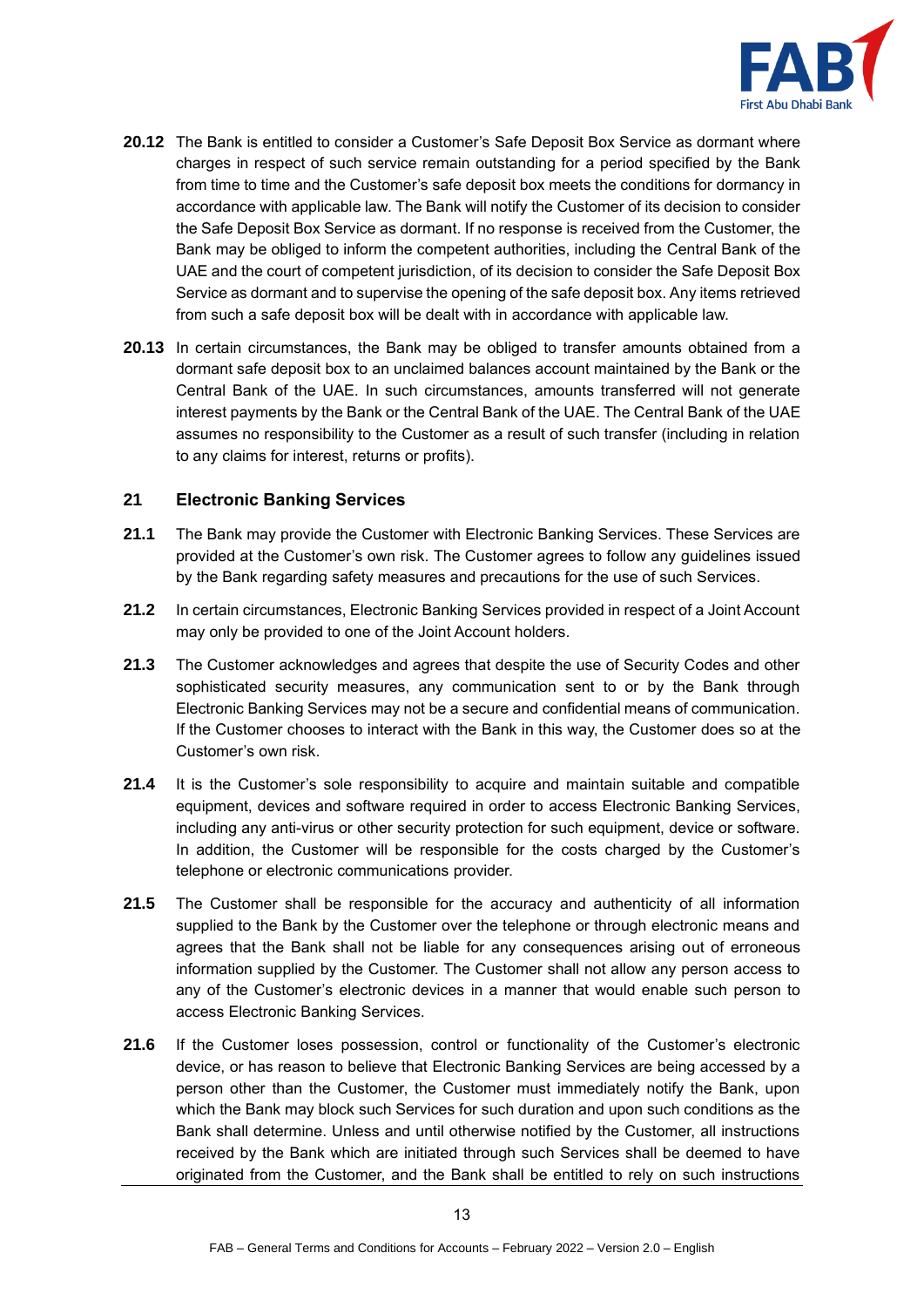**20.12** The Bank is entitled to consider a Customer's Safe Deposit Box Service as dormant where charges in respect of such service remain outstanding for a period specified by the Bank from time to time and the Customer's safe deposit box meets the conditions for dormancy in accordance with applicable law. The Bank will notify the Customer of its decision to consider the Safe Deposit Box Service as dormant. If no response is received from the Customer, the Bank may be obliged to inform the competent authorities, including the Central Bank of the UAE and the court of competent jurisdiction, of its decision to consider the Safe Deposit Box Service as dormant and to supervise the opening of the safe deposit box. Any items retrieved from such a safe deposit box will be dealt with in accordance with applicable law.

**20.13** In certain circumstances, the Bank may be obliged to transfer amounts obtained from a dormant safe deposit box to an unclaimed balances account maintained by the Bank or the Central Bank of the UAE. In such circumstances, amounts transferred will not generate interest payments by the Bank or the Central Bank of the UAE. The Central Bank of the UAE assumes no responsibility to the Customer as a result of such transfer (including in relation to any claims for interest, returns or profits).

## 21 Electronic Banking Services

**21.1** The Bank may provide the Customer with Electronic Banking Services. These Services are provided at the Customer's own risk. The Customer agrees to follow any guidelines issued by the Bank regarding safety measures and precautions for the use of such Services.

**21.2** In certain circumstances, Electronic Banking Services provided in respect of a Joint Account may only be provided to one of the Joint Account holders.

**21.3** The Customer acknowledges and agrees that despite the use of Security Codes and other sophisticated security measures, any communication sent to or by the Bank through Electronic Banking Services may not be a secure and confidential means of communication. If the Customer chooses to interact with the Bank in this way, the Customer does so at the Customer's own risk.

**21.4** It is the Customer's sole responsibility to acquire and maintain suitable and compatible equipment, devices and software required in order to access Electronic Banking Services, including any anti-virus or other security protection for such equipment, device or software. In addition, the Customer will be responsible for the costs charged by the Customer's telephone or electronic communications provider.

**21.5** The Customer shall be responsible for the accuracy and authenticity of all information supplied to the Bank by the Customer over the telephone or through electronic means and agrees that the Bank shall not be liable for any consequences arising out of erroneous information supplied by the Customer. The Customer shall not allow any person access to any of the Customer's electronic devices in a manner that would enable such person to access Electronic Banking Services.

**21.6** If the Customer loses possession, control or functionality of the Customer's electronic device, or has reason to believe that Electronic Banking Services are being accessed by a person other than the Customer, the Customer must immediately notify the Bank, upon which the Bank may block such Services for such duration and upon such conditions as the Bank shall determine. Unless and until otherwise notified by the Customer, all instructions received by the Bank which are initiated through such Services shall be deemed to have originated from the Customer, and the Bank shall be entitled to rely on such instructions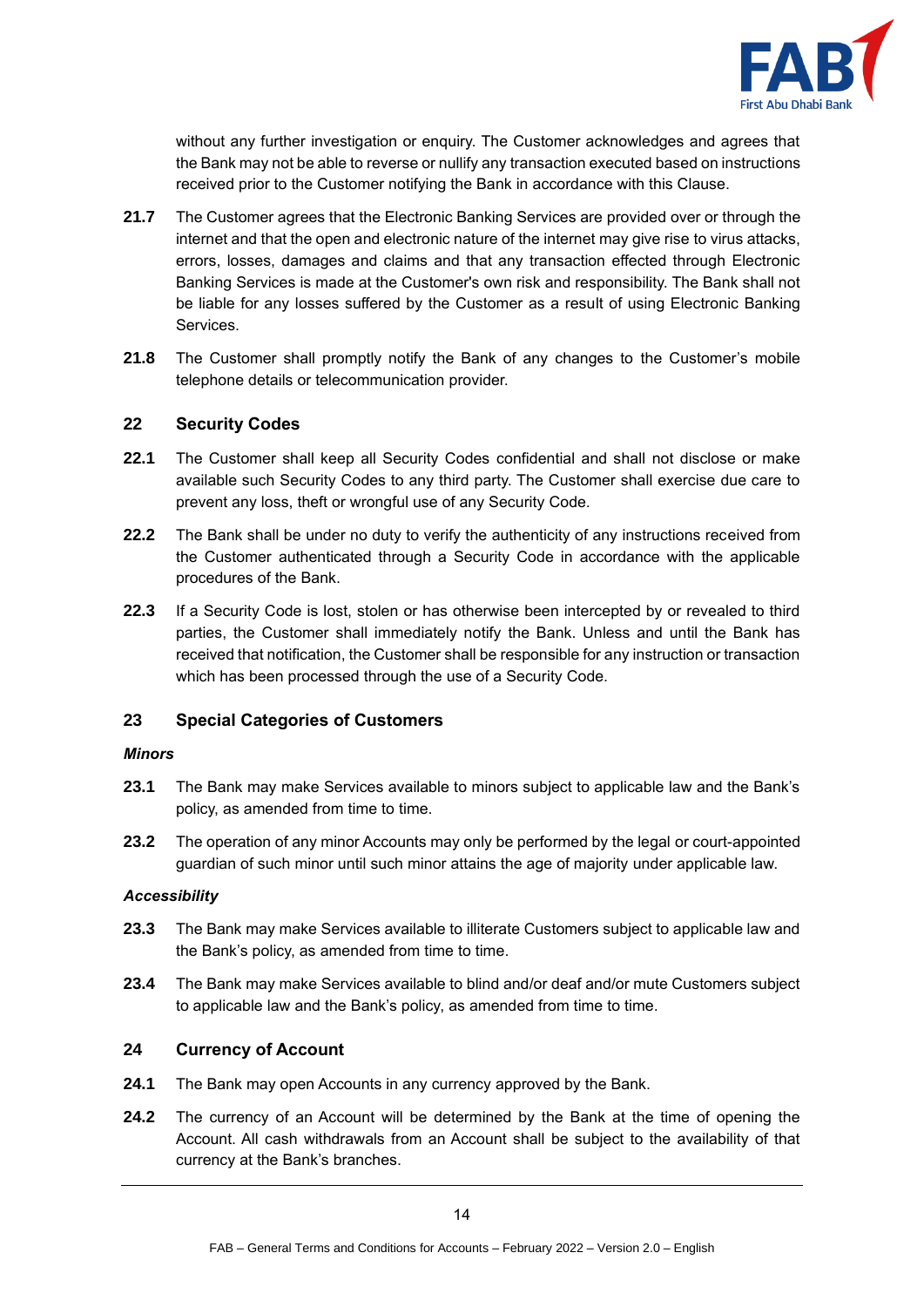without any further investigation or enquiry. The Customer acknowledges and agrees that the Bank may not be able to reverse or nullify any transaction executed based on instructions received prior to the Customer notifying the Bank in accordance with this Clause.

**21.7** The Customer agrees that the Electronic Banking Services are provided over or through the internet and that the open and electronic nature of the internet may give rise to virus attacks, errors, losses, damages and claims and that any transaction effected through Electronic Banking Services is made at the Customer's own risk and responsibility. The Bank shall not be liable for any losses suffered by the Customer as a result of using Electronic Banking Services.

**21.8** The Customer shall promptly notify the Bank of any changes to the Customer's mobile telephone details or telecommunication provider.

## 22 Security Codes

**22.1** The Customer shall keep all Security Codes confidential and shall not disclose or make available such Security Codes to any third party. The Customer shall exercise due care to prevent any loss, theft or wrongful use of any Security Code.

**22.2** The Bank shall be under no duty to verify the authenticity of any instructions received from the Customer authenticated through a Security Code in accordance with the applicable procedures of the Bank.

**22.3** If a Security Code is lost, stolen or has otherwise been intercepted by or revealed to third parties, the Customer shall immediately notify the Bank. Unless and until the Bank has received that notification, the Customer shall be responsible for any instruction or transaction which has been processed through the use of a Security Code.

## 23 Special Categories of Customers

***Minors***

**23.1** The Bank may make Services available to minors subject to applicable law and the Bank's policy, as amended from time to time.

**23.2** The operation of any minor Accounts may only be performed by the legal or court-appointed guardian of such minor until such minor attains the age of majority under applicable law.

***Accessibility***

**23.3** The Bank may make Services available to illiterate Customers subject to applicable law and the Bank's policy, as amended from time to time.

**23.4** The Bank may make Services available to blind and/or deaf and/or mute Customers subject to applicable law and the Bank's policy, as amended from time to time.

## 24 Currency of Account

**24.1** The Bank may open Accounts in any currency approved by the Bank.

**24.2** The currency of an Account will be determined by the Bank at the time of opening the Account. All cash withdrawals from an Account shall be subject to the availability of that currency at the Bank's branches.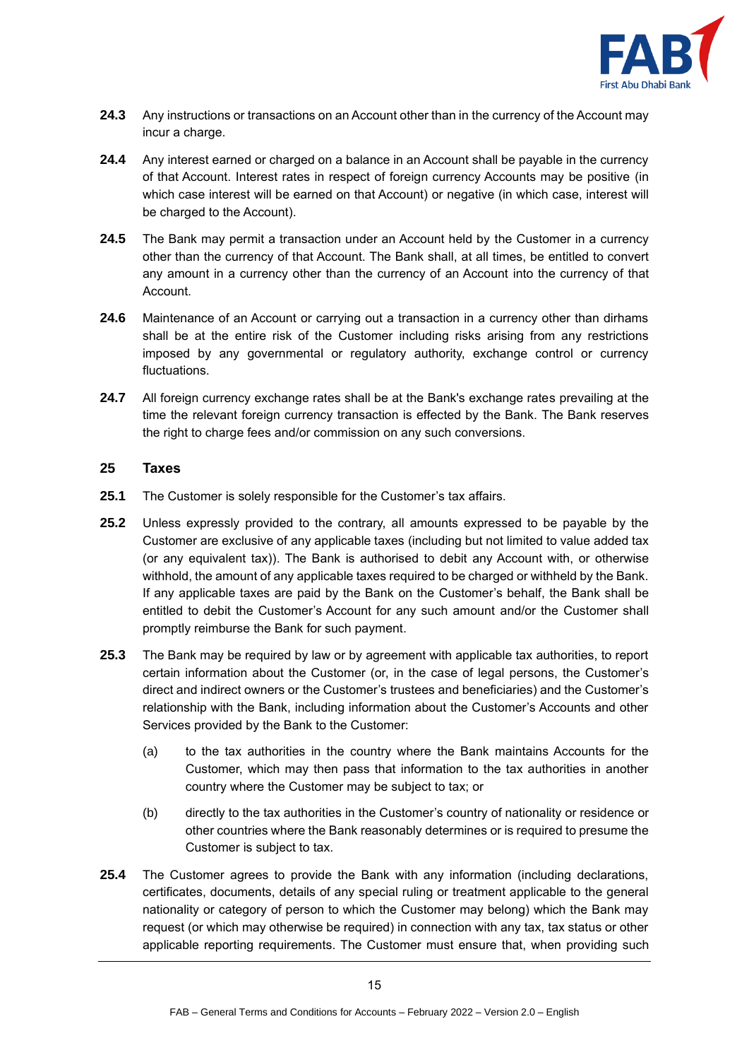**24.3** Any instructions or transactions on an Account other than in the currency of the Account may incur a charge.

**24.4** Any interest earned or charged on a balance in an Account shall be payable in the currency of that Account. Interest rates in respect of foreign currency Accounts may be positive (in which case interest will be earned on that Account) or negative (in which case, interest will be charged to the Account).

**24.5** The Bank may permit a transaction under an Account held by the Customer in a currency other than the currency of that Account. The Bank shall, at all times, be entitled to convert any amount in a currency other than the currency of an Account into the currency of that Account.

**24.6** Maintenance of an Account or carrying out a transaction in a currency other than dirhams shall be at the entire risk of the Customer including risks arising from any restrictions imposed by any governmental or regulatory authority, exchange control or currency fluctuations.

**24.7** All foreign currency exchange rates shall be at the Bank's exchange rates prevailing at the time the relevant foreign currency transaction is effected by the Bank. The Bank reserves the right to charge fees and/or commission on any such conversions.

## 25 Taxes

**25.1** The Customer is solely responsible for the Customer's tax affairs.

**25.2** Unless expressly provided to the contrary, all amounts expressed to be payable by the Customer are exclusive of any applicable taxes (including but not limited to value added tax (or any equivalent tax)). The Bank is authorised to debit any Account with, or otherwise withhold, the amount of any applicable taxes required to be charged or withheld by the Bank. If any applicable taxes are paid by the Bank on the Customer's behalf, the Bank shall be entitled to debit the Customer's Account for any such amount and/or the Customer shall promptly reimburse the Bank for such payment.

**25.3** The Bank may be required by law or by agreement with applicable tax authorities, to report certain information about the Customer (or, in the case of legal persons, the Customer's direct and indirect owners or the Customer's trustees and beneficiaries) and the Customer's relationship with the Bank, including information about the Customer's Accounts and other Services provided by the Bank to the Customer:

(a) to the tax authorities in the country where the Bank maintains Accounts for the Customer, which may then pass that information to the tax authorities in another country where the Customer may be subject to tax; or

(b) directly to the tax authorities in the Customer's country of nationality or residence or other countries where the Bank reasonably determines or is required to presume the Customer is subject to tax.

**25.4** The Customer agrees to provide the Bank with any information (including declarations, certificates, documents, details of any special ruling or treatment applicable to the general nationality or category of person to which the Customer may belong) which the Bank may request (or which may otherwise be required) in connection with any tax, tax status or other applicable reporting requirements. The Customer must ensure that, when providing such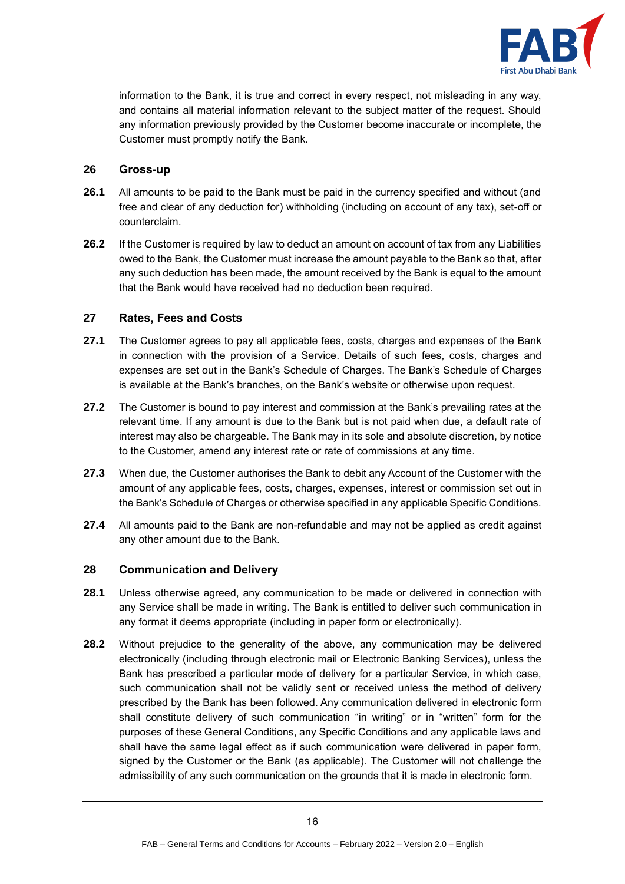information to the Bank, it is true and correct in every respect, not misleading in any way, and contains all material information relevant to the subject matter of the request. Should any information previously provided by the Customer become inaccurate or incomplete, the Customer must promptly notify the Bank.

## 26 Gross-up

**26.1** All amounts to be paid to the Bank must be paid in the currency specified and without (and free and clear of any deduction for) withholding (including on account of any tax), set-off or counterclaim.

**26.2** If the Customer is required by law to deduct an amount on account of tax from any Liabilities owed to the Bank, the Customer must increase the amount payable to the Bank so that, after any such deduction has been made, the amount received by the Bank is equal to the amount that the Bank would have received had no deduction been required.

## 27 Rates, Fees and Costs

**27.1** The Customer agrees to pay all applicable fees, costs, charges and expenses of the Bank in connection with the provision of a Service. Details of such fees, costs, charges and expenses are set out in the Bank's Schedule of Charges. The Bank's Schedule of Charges is available at the Bank's branches, on the Bank's website or otherwise upon request.

**27.2** The Customer is bound to pay interest and commission at the Bank's prevailing rates at the relevant time. If any amount is due to the Bank but is not paid when due, a default rate of interest may also be chargeable. The Bank may in its sole and absolute discretion, by notice to the Customer, amend any interest rate or rate of commissions at any time.

**27.3** When due, the Customer authorises the Bank to debit any Account of the Customer with the amount of any applicable fees, costs, charges, expenses, interest or commission set out in the Bank's Schedule of Charges or otherwise specified in any applicable Specific Conditions.

**27.4** All amounts paid to the Bank are non-refundable and may not be applied as credit against any other amount due to the Bank.

## 28 Communication and Delivery

**28.1** Unless otherwise agreed, any communication to be made or delivered in connection with any Service shall be made in writing. The Bank is entitled to deliver such communication in any format it deems appropriate (including in paper form or electronically).

**28.2** Without prejudice to the generality of the above, any communication may be delivered electronically (including through electronic mail or Electronic Banking Services), unless the Bank has prescribed a particular mode of delivery for a particular Service, in which case, such communication shall not be validly sent or received unless the method of delivery prescribed by the Bank has been followed. Any communication delivered in electronic form shall constitute delivery of such communication "in writing" or in "written" form for the purposes of these General Conditions, any Specific Conditions and any applicable laws and shall have the same legal effect as if such communication were delivered in paper form, signed by the Customer or the Bank (as applicable). The Customer will not challenge the admissibility of any such communication on the grounds that it is made in electronic form.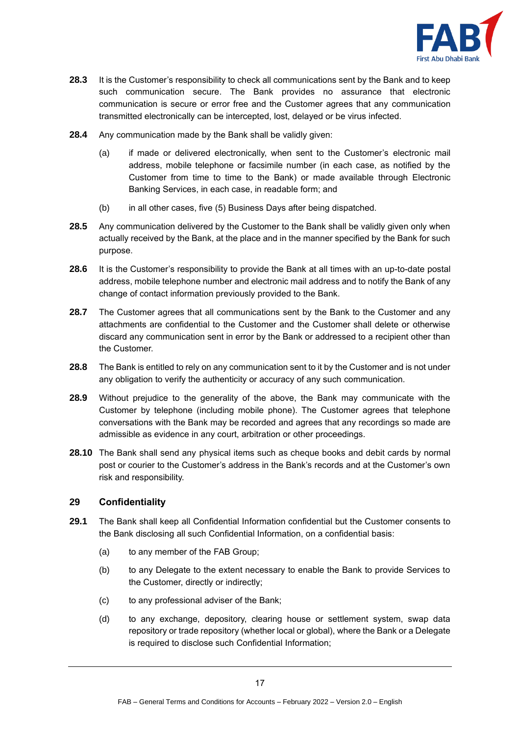**28.3** It is the Customer's responsibility to check all communications sent by the Bank and to keep such communication secure. The Bank provides no assurance that electronic communication is secure or error free and the Customer agrees that any communication transmitted electronically can be intercepted, lost, delayed or be virus infected.

**28.4** Any communication made by the Bank shall be validly given:

(a) if made or delivered electronically, when sent to the Customer's electronic mail address, mobile telephone or facsimile number (in each case, as notified by the Customer from time to time to the Bank) or made available through Electronic Banking Services, in each case, in readable form; and

(b) in all other cases, five (5) Business Days after being dispatched.

**28.5** Any communication delivered by the Customer to the Bank shall be validly given only when actually received by the Bank, at the place and in the manner specified by the Bank for such purpose.

**28.6** It is the Customer's responsibility to provide the Bank at all times with an up-to-date postal address, mobile telephone number and electronic mail address and to notify the Bank of any change of contact information previously provided to the Bank.

**28.7** The Customer agrees that all communications sent by the Bank to the Customer and any attachments are confidential to the Customer and the Customer shall delete or otherwise discard any communication sent in error by the Bank or addressed to a recipient other than the Customer.

**28.8** The Bank is entitled to rely on any communication sent to it by the Customer and is not under any obligation to verify the authenticity or accuracy of any such communication.

**28.9** Without prejudice to the generality of the above, the Bank may communicate with the Customer by telephone (including mobile phone). The Customer agrees that telephone conversations with the Bank may be recorded and agrees that any recordings so made are admissible as evidence in any court, arbitration or other proceedings.

**28.10** The Bank shall send any physical items such as cheque books and debit cards by normal post or courier to the Customer's address in the Bank's records and at the Customer's own risk and responsibility.

## 29 Confidentiality

**29.1** The Bank shall keep all Confidential Information confidential but the Customer consents to the Bank disclosing all such Confidential Information, on a confidential basis:

(a) to any member of the FAB Group;

(b) to any Delegate to the extent necessary to enable the Bank to provide Services to the Customer, directly or indirectly;

(c) to any professional adviser of the Bank;

(d) to any exchange, depository, clearing house or settlement system, swap data repository or trade repository (whether local or global), where the Bank or a Delegate is required to disclose such Confidential Information;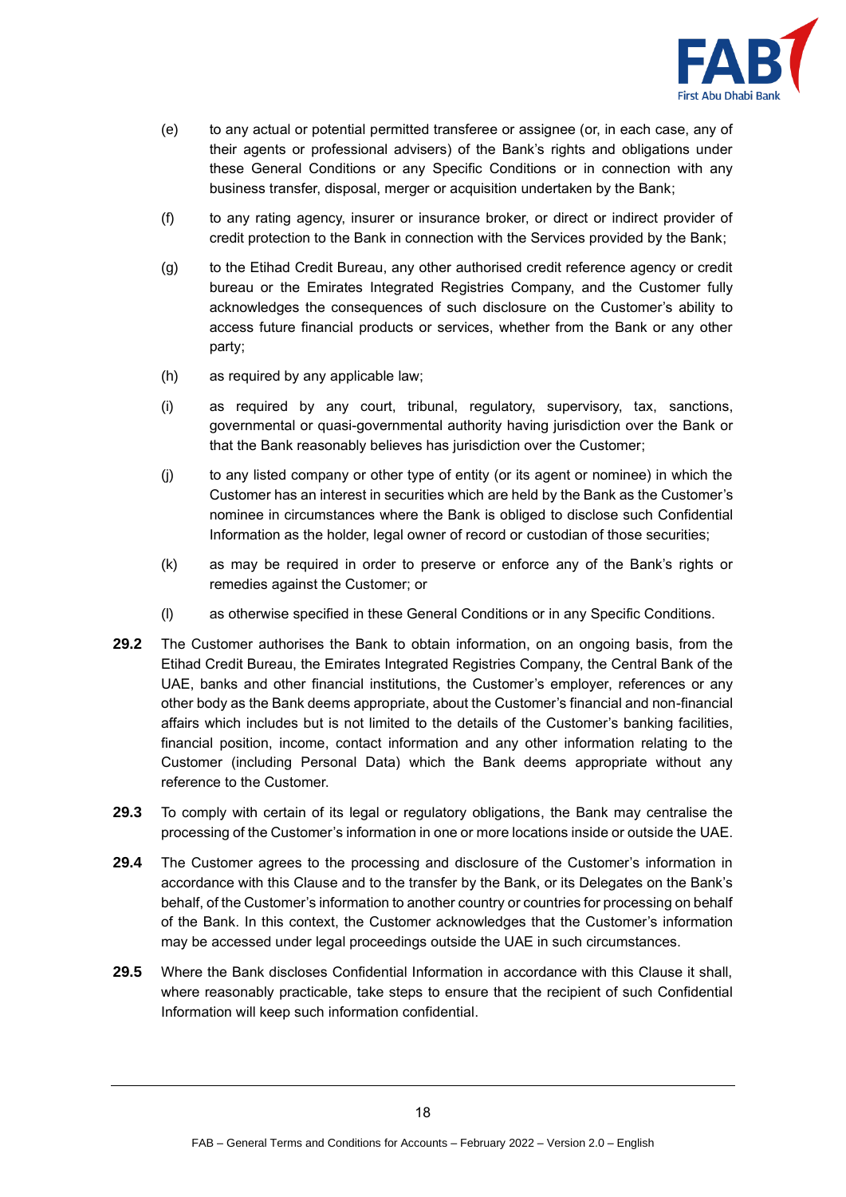(e) to any actual or potential permitted transferee or assignee (or, in each case, any of their agents or professional advisers) of the Bank's rights and obligations under these General Conditions or any Specific Conditions or in connection with any business transfer, disposal, merger or acquisition undertaken by the Bank;

(f) to any rating agency, insurer or insurance broker, or direct or indirect provider of credit protection to the Bank in connection with the Services provided by the Bank;

(g) to the Etihad Credit Bureau, any other authorised credit reference agency or credit bureau or the Emirates Integrated Registries Company, and the Customer fully acknowledges the consequences of such disclosure on the Customer's ability to access future financial products or services, whether from the Bank or any other party;

(h) as required by any applicable law;

(i) as required by any court, tribunal, regulatory, supervisory, tax, sanctions, governmental or quasi-governmental authority having jurisdiction over the Bank or that the Bank reasonably believes has jurisdiction over the Customer;

(j) to any listed company or other type of entity (or its agent or nominee) in which the Customer has an interest in securities which are held by the Bank as the Customer's nominee in circumstances where the Bank is obliged to disclose such Confidential Information as the holder, legal owner of record or custodian of those securities;

(k) as may be required in order to preserve or enforce any of the Bank's rights or remedies against the Customer; or

(l) as otherwise specified in these General Conditions or in any Specific Conditions.

**29.2** The Customer authorises the Bank to obtain information, on an ongoing basis, from the Etihad Credit Bureau, the Emirates Integrated Registries Company, the Central Bank of the UAE, banks and other financial institutions, the Customer's employer, references or any other body as the Bank deems appropriate, about the Customer's financial and non-financial affairs which includes but is not limited to the details of the Customer's banking facilities, financial position, income, contact information and any other information relating to the Customer (including Personal Data) which the Bank deems appropriate without any reference to the Customer.

**29.3** To comply with certain of its legal or regulatory obligations, the Bank may centralise the processing of the Customer's information in one or more locations inside or outside the UAE.

**29.4** The Customer agrees to the processing and disclosure of the Customer's information in accordance with this Clause and to the transfer by the Bank, or its Delegates on the Bank's behalf, of the Customer's information to another country or countries for processing on behalf of the Bank. In this context, the Customer acknowledges that the Customer's information may be accessed under legal proceedings outside the UAE in such circumstances.

**29.5** Where the Bank discloses Confidential Information in accordance with this Clause it shall, where reasonably practicable, take steps to ensure that the recipient of such Confidential Information will keep such information confidential.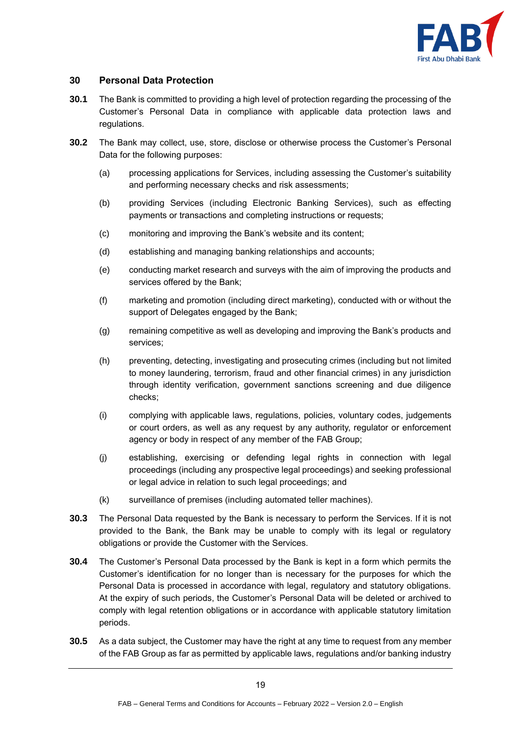## 30 Personal Data Protection

**30.1** The Bank is committed to providing a high level of protection regarding the processing of the Customer's Personal Data in compliance with applicable data protection laws and regulations.

**30.2** The Bank may collect, use, store, disclose or otherwise process the Customer's Personal Data for the following purposes:

(a) processing applications for Services, including assessing the Customer's suitability and performing necessary checks and risk assessments;

(b) providing Services (including Electronic Banking Services), such as effecting payments or transactions and completing instructions or requests;

(c) monitoring and improving the Bank's website and its content;

(d) establishing and managing banking relationships and accounts;

(e) conducting market research and surveys with the aim of improving the products and services offered by the Bank;

(f) marketing and promotion (including direct marketing), conducted with or without the support of Delegates engaged by the Bank;

(g) remaining competitive as well as developing and improving the Bank's products and services;

(h) preventing, detecting, investigating and prosecuting crimes (including but not limited to money laundering, terrorism, fraud and other financial crimes) in any jurisdiction through identity verification, government sanctions screening and due diligence checks;

(i) complying with applicable laws, regulations, policies, voluntary codes, judgements or court orders, as well as any request by any authority, regulator or enforcement agency or body in respect of any member of the FAB Group;

(j) establishing, exercising or defending legal rights in connection with legal proceedings (including any prospective legal proceedings) and seeking professional or legal advice in relation to such legal proceedings; and

(k) surveillance of premises (including automated teller machines).

**30.3** The Personal Data requested by the Bank is necessary to perform the Services. If it is not provided to the Bank, the Bank may be unable to comply with its legal or regulatory obligations or provide the Customer with the Services.

**30.4** The Customer's Personal Data processed by the Bank is kept in a form which permits the Customer's identification for no longer than is necessary for the purposes for which the Personal Data is processed in accordance with legal, regulatory and statutory obligations. At the expiry of such periods, the Customer's Personal Data will be deleted or archived to comply with legal retention obligations or in accordance with applicable statutory limitation periods.

**30.5** As a data subject, the Customer may have the right at any time to request from any member of the FAB Group as far as permitted by applicable laws, regulations and/or banking industry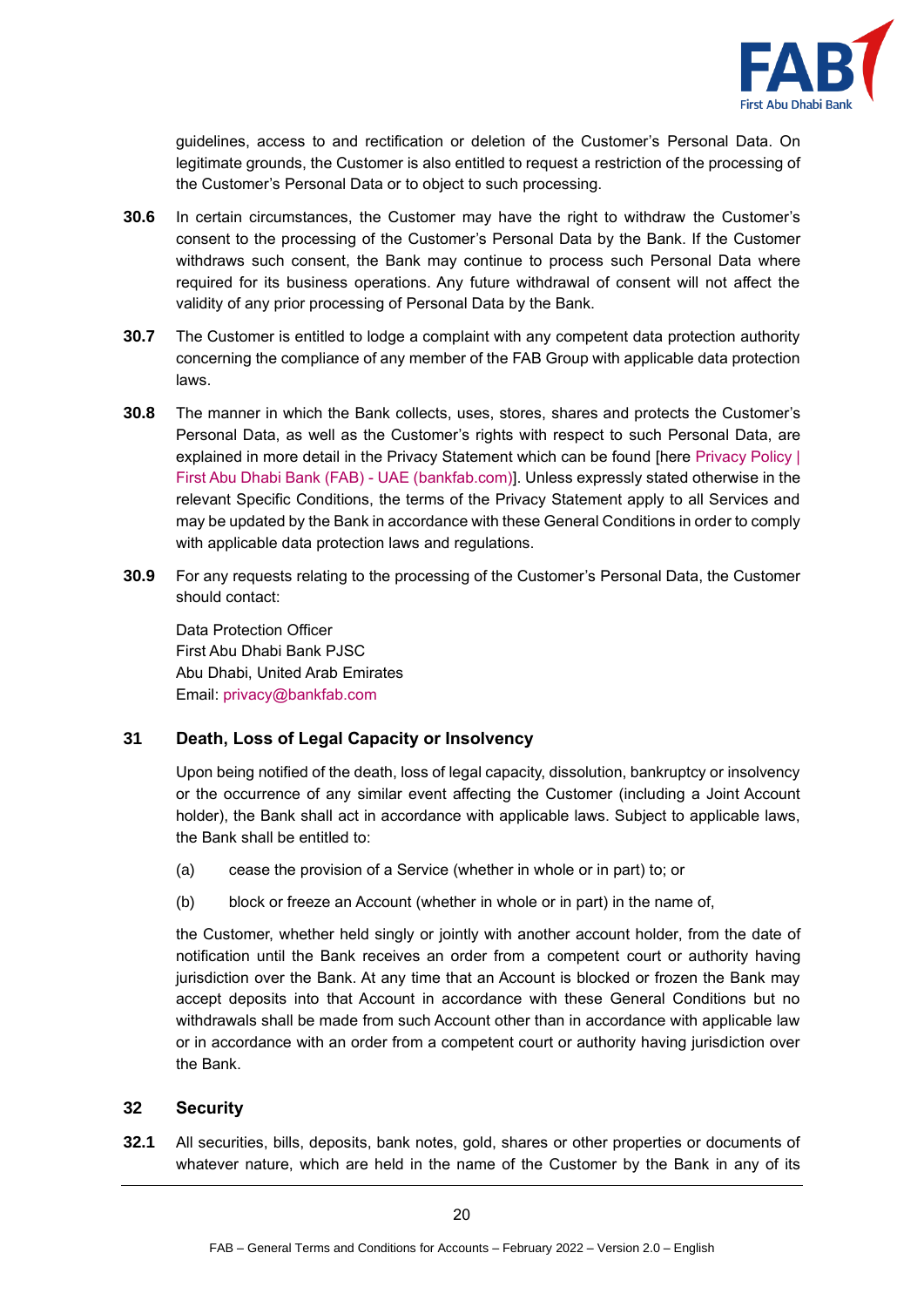guidelines, access to and rectification or deletion of the Customer's Personal Data. On legitimate grounds, the Customer is also entitled to request a restriction of the processing of the Customer's Personal Data or to object to such processing.

**30.6** In certain circumstances, the Customer may have the right to withdraw the Customer's consent to the processing of the Customer's Personal Data by the Bank. If the Customer withdraws such consent, the Bank may continue to process such Personal Data where required for its business operations. Any future withdrawal of consent will not affect the validity of any prior processing of Personal Data by the Bank.

**30.7** The Customer is entitled to lodge a complaint with any competent data protection authority concerning the compliance of any member of the FAB Group with applicable data protection laws.

**30.8** The manner in which the Bank collects, uses, stores, shares and protects the Customer's Personal Data, as well as the Customer's rights with respect to such Personal Data, are explained in more detail in the Privacy Statement which can be found [here Privacy Policy | First Abu Dhabi Bank (FAB) - UAE (bankfab.com)]. Unless expressly stated otherwise in the relevant Specific Conditions, the terms of the Privacy Statement apply to all Services and may be updated by the Bank in accordance with these General Conditions in order to comply with applicable data protection laws and regulations.

**30.9** For any requests relating to the processing of the Customer's Personal Data, the Customer should contact:

Data Protection Officer
First Abu Dhabi Bank PJSC
Abu Dhabi, United Arab Emirates
Email: privacy@bankfab.com

## 31 Death, Loss of Legal Capacity or Insolvency

Upon being notified of the death, loss of legal capacity, dissolution, bankruptcy or insolvency or the occurrence of any similar event affecting the Customer (including a Joint Account holder), the Bank shall act in accordance with applicable laws. Subject to applicable laws, the Bank shall be entitled to:

(a) cease the provision of a Service (whether in whole or in part) to; or

(b) block or freeze an Account (whether in whole or in part) in the name of,

the Customer, whether held singly or jointly with another account holder, from the date of notification until the Bank receives an order from a competent court or authority having jurisdiction over the Bank. At any time that an Account is blocked or frozen the Bank may accept deposits into that Account in accordance with these General Conditions but no withdrawals shall be made from such Account other than in accordance with applicable law or in accordance with an order from a competent court or authority having jurisdiction over the Bank.

## 32 Security

**32.1** All securities, bills, deposits, bank notes, gold, shares or other properties or documents of whatever nature, which are held in the name of the Customer by the Bank in any of its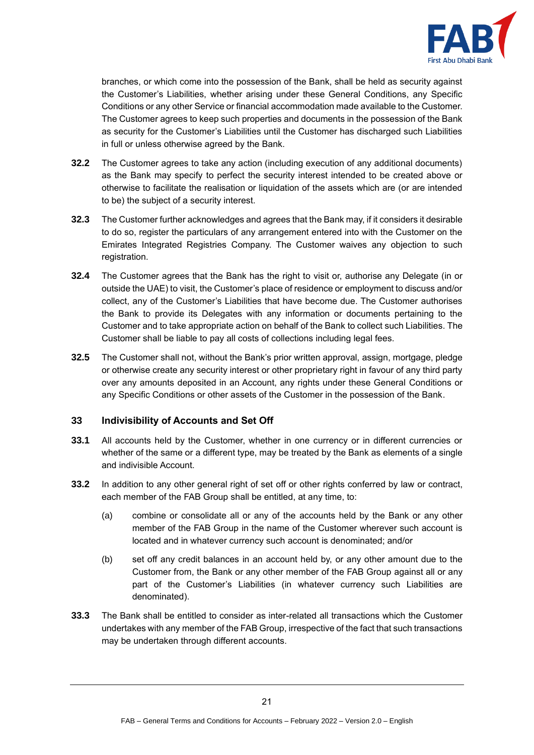branches, or which come into the possession of the Bank, shall be held as security against the Customer's Liabilities, whether arising under these General Conditions, any Specific Conditions or any other Service or financial accommodation made available to the Customer. The Customer agrees to keep such properties and documents in the possession of the Bank as security for the Customer's Liabilities until the Customer has discharged such Liabilities in full or unless otherwise agreed by the Bank.

**32.2** The Customer agrees to take any action (including execution of any additional documents) as the Bank may specify to perfect the security interest intended to be created above or otherwise to facilitate the realisation or liquidation of the assets which are (or are intended to be) the subject of a security interest.

**32.3** The Customer further acknowledges and agrees that the Bank may, if it considers it desirable to do so, register the particulars of any arrangement entered into with the Customer on the Emirates Integrated Registries Company. The Customer waives any objection to such registration.

**32.4** The Customer agrees that the Bank has the right to visit or, authorise any Delegate (in or outside the UAE) to visit, the Customer's place of residence or employment to discuss and/or collect, any of the Customer's Liabilities that have become due. The Customer authorises the Bank to provide its Delegates with any information or documents pertaining to the Customer and to take appropriate action on behalf of the Bank to collect such Liabilities. The Customer shall be liable to pay all costs of collections including legal fees.

**32.5** The Customer shall not, without the Bank's prior written approval, assign, mortgage, pledge or otherwise create any security interest or other proprietary right in favour of any third party over any amounts deposited in an Account, any rights under these General Conditions or any Specific Conditions or other assets of the Customer in the possession of the Bank.

## 33 Indivisibility of Accounts and Set Off

**33.1** All accounts held by the Customer, whether in one currency or in different currencies or whether of the same or a different type, may be treated by the Bank as elements of a single and indivisible Account.

**33.2** In addition to any other general right of set off or other rights conferred by law or contract, each member of the FAB Group shall be entitled, at any time, to:

(a) combine or consolidate all or any of the accounts held by the Bank or any other member of the FAB Group in the name of the Customer wherever such account is located and in whatever currency such account is denominated; and/or

(b) set off any credit balances in an account held by, or any other amount due to the Customer from, the Bank or any other member of the FAB Group against all or any part of the Customer's Liabilities (in whatever currency such Liabilities are denominated).

**33.3** The Bank shall be entitled to consider as inter-related all transactions which the Customer undertakes with any member of the FAB Group, irrespective of the fact that such transactions may be undertaken through different accounts.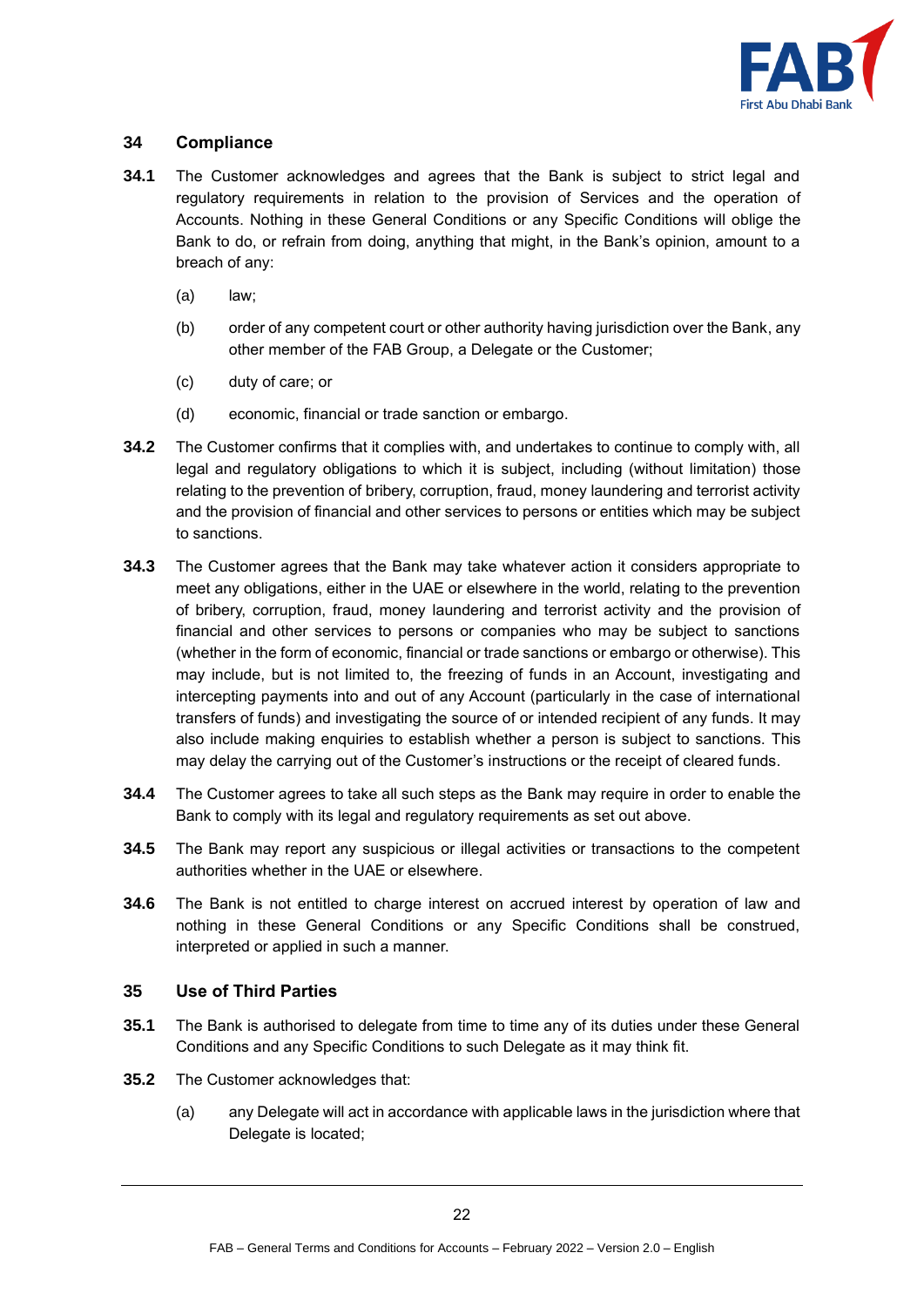## 34 Compliance

**34.1** The Customer acknowledges and agrees that the Bank is subject to strict legal and regulatory requirements in relation to the provision of Services and the operation of Accounts. Nothing in these General Conditions or any Specific Conditions will oblige the Bank to do, or refrain from doing, anything that might, in the Bank's opinion, amount to a breach of any:

(a) law;

(b) order of any competent court or other authority having jurisdiction over the Bank, any other member of the FAB Group, a Delegate or the Customer;

(c) duty of care; or

(d) economic, financial or trade sanction or embargo.

**34.2** The Customer confirms that it complies with, and undertakes to continue to comply with, all legal and regulatory obligations to which it is subject, including (without limitation) those relating to the prevention of bribery, corruption, fraud, money laundering and terrorist activity and the provision of financial and other services to persons or entities which may be subject to sanctions.

**34.3** The Customer agrees that the Bank may take whatever action it considers appropriate to meet any obligations, either in the UAE or elsewhere in the world, relating to the prevention of bribery, corruption, fraud, money laundering and terrorist activity and the provision of financial and other services to persons or companies who may be subject to sanctions (whether in the form of economic, financial or trade sanctions or embargo or otherwise). This may include, but is not limited to, the freezing of funds in an Account, investigating and intercepting payments into and out of any Account (particularly in the case of international transfers of funds) and investigating the source of or intended recipient of any funds. It may also include making enquiries to establish whether a person is subject to sanctions. This may delay the carrying out of the Customer's instructions or the receipt of cleared funds.

**34.4** The Customer agrees to take all such steps as the Bank may require in order to enable the Bank to comply with its legal and regulatory requirements as set out above.

**34.5** The Bank may report any suspicious or illegal activities or transactions to the competent authorities whether in the UAE or elsewhere.

**34.6** The Bank is not entitled to charge interest on accrued interest by operation of law and nothing in these General Conditions or any Specific Conditions shall be construed, interpreted or applied in such a manner.

## 35 Use of Third Parties

**35.1** The Bank is authorised to delegate from time to time any of its duties under these General Conditions and any Specific Conditions to such Delegate as it may think fit.

**35.2** The Customer acknowledges that:

(a) any Delegate will act in accordance with applicable laws in the jurisdiction where that Delegate is located;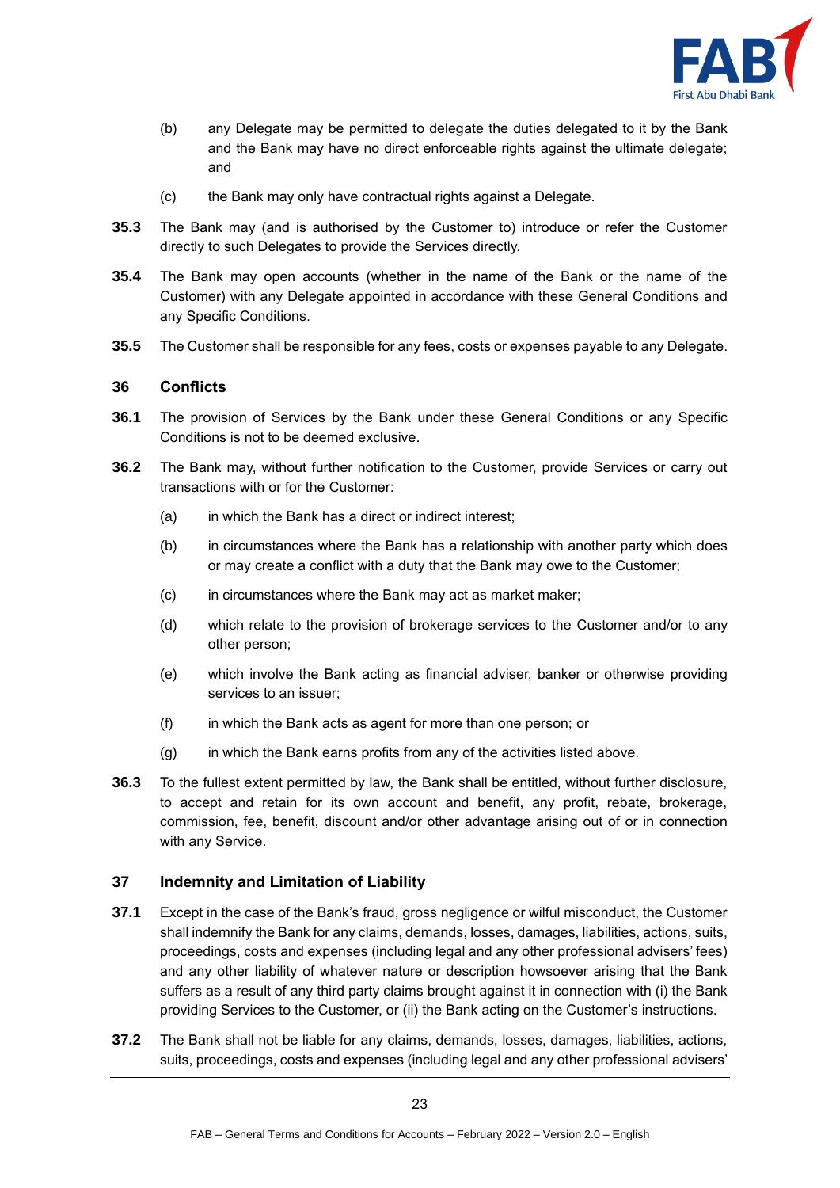(b) any Delegate may be permitted to delegate the duties delegated to it by the Bank and the Bank may have no direct enforceable rights against the ultimate delegate; and

(c) the Bank may only have contractual rights against a Delegate.

**35.3** The Bank may (and is authorised by the Customer to) introduce or refer the Customer directly to such Delegates to provide the Services directly.

**35.4** The Bank may open accounts (whether in the name of the Bank or the name of the Customer) with any Delegate appointed in accordance with these General Conditions and any Specific Conditions.

**35.5** The Customer shall be responsible for any fees, costs or expenses payable to any Delegate.

## 36 Conflicts

**36.1** The provision of Services by the Bank under these General Conditions or any Specific Conditions is not to be deemed exclusive.

**36.2** The Bank may, without further notification to the Customer, provide Services or carry out transactions with or for the Customer:

(a) in which the Bank has a direct or indirect interest;

(b) in circumstances where the Bank has a relationship with another party which does or may create a conflict with a duty that the Bank may owe to the Customer;

(c) in circumstances where the Bank may act as market maker;

(d) which relate to the provision of brokerage services to the Customer and/or to any other person;

(e) which involve the Bank acting as financial adviser, banker or otherwise providing services to an issuer;

(f) in which the Bank acts as agent for more than one person; or

(g) in which the Bank earns profits from any of the activities listed above.

**36.3** To the fullest extent permitted by law, the Bank shall be entitled, without further disclosure, to accept and retain for its own account and benefit, any profit, rebate, brokerage, commission, fee, benefit, discount and/or other advantage arising out of or in connection with any Service.

## 37 Indemnity and Limitation of Liability

**37.1** Except in the case of the Bank's fraud, gross negligence or wilful misconduct, the Customer shall indemnify the Bank for any claims, demands, losses, damages, liabilities, actions, suits, proceedings, costs and expenses (including legal and any other professional advisers' fees) and any other liability of whatever nature or description howsoever arising that the Bank suffers as a result of any third party claims brought against it in connection with (i) the Bank providing Services to the Customer, or (ii) the Bank acting on the Customer's instructions.

**37.2** The Bank shall not be liable for any claims, demands, losses, damages, liabilities, actions, suits, proceedings, costs and expenses (including legal and any other professional advisers'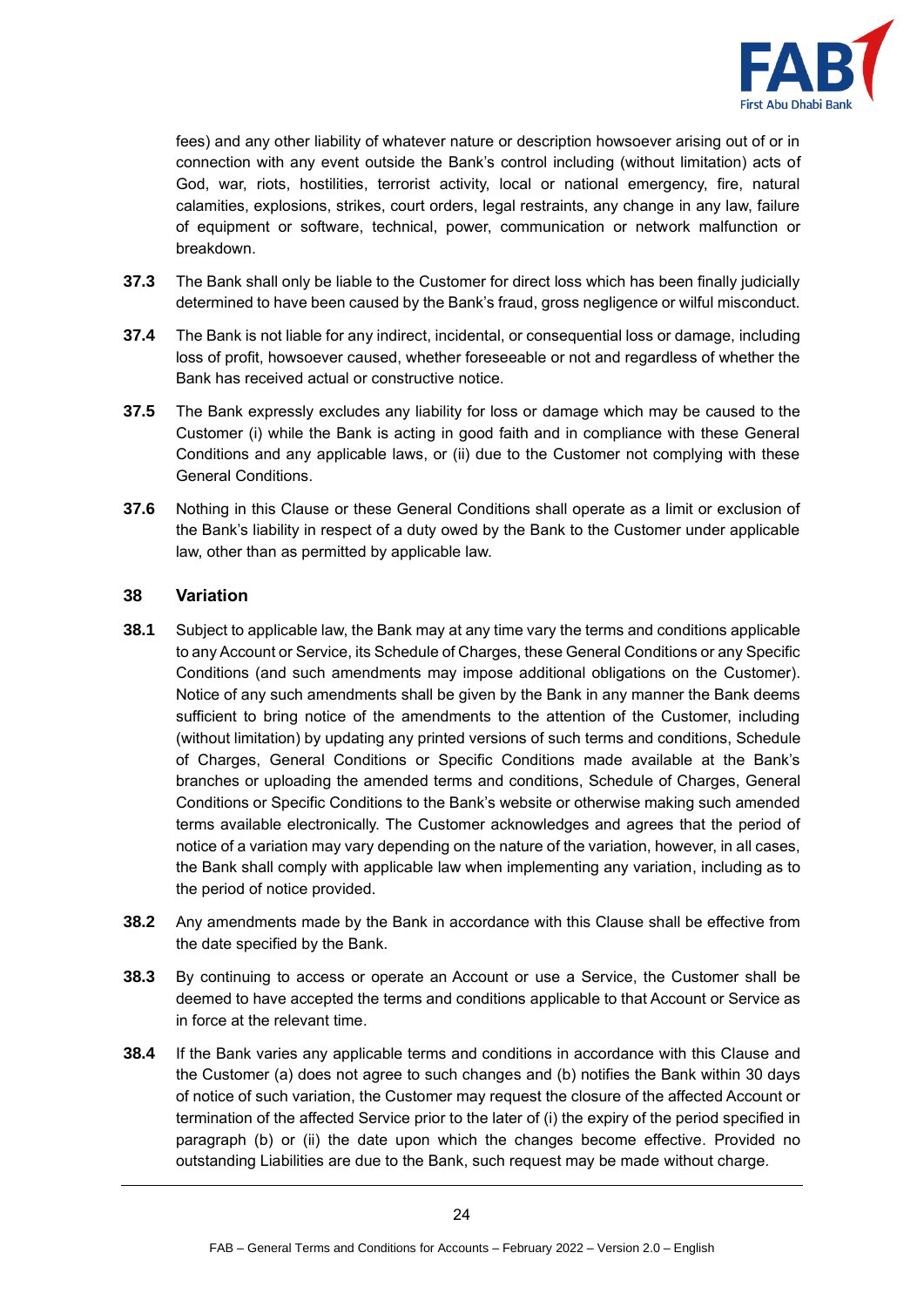fees) and any other liability of whatever nature or description howsoever arising out of or in connection with any event outside the Bank's control including (without limitation) acts of God, war, riots, hostilities, terrorist activity, local or national emergency, fire, natural calamities, explosions, strikes, court orders, legal restraints, any change in any law, failure of equipment or software, technical, power, communication or network malfunction or breakdown.

**37.3** The Bank shall only be liable to the Customer for direct loss which has been finally judicially determined to have been caused by the Bank's fraud, gross negligence or wilful misconduct.

**37.4** The Bank is not liable for any indirect, incidental, or consequential loss or damage, including loss of profit, howsoever caused, whether foreseeable or not and regardless of whether the Bank has received actual or constructive notice.

**37.5** The Bank expressly excludes any liability for loss or damage which may be caused to the Customer (i) while the Bank is acting in good faith and in compliance with these General Conditions and any applicable laws, or (ii) due to the Customer not complying with these General Conditions.

**37.6** Nothing in this Clause or these General Conditions shall operate as a limit or exclusion of the Bank's liability in respect of a duty owed by the Bank to the Customer under applicable law, other than as permitted by applicable law.

## 38 Variation

**38.1** Subject to applicable law, the Bank may at any time vary the terms and conditions applicable to any Account or Service, its Schedule of Charges, these General Conditions or any Specific Conditions (and such amendments may impose additional obligations on the Customer). Notice of any such amendments shall be given by the Bank in any manner the Bank deems sufficient to bring notice of the amendments to the attention of the Customer, including (without limitation) by updating any printed versions of such terms and conditions, Schedule of Charges, General Conditions or Specific Conditions made available at the Bank's branches or uploading the amended terms and conditions, Schedule of Charges, General Conditions or Specific Conditions to the Bank's website or otherwise making such amended terms available electronically. The Customer acknowledges and agrees that the period of notice of a variation may vary depending on the nature of the variation, however, in all cases, the Bank shall comply with applicable law when implementing any variation, including as to the period of notice provided.

**38.2** Any amendments made by the Bank in accordance with this Clause shall be effective from the date specified by the Bank.

**38.3** By continuing to access or operate an Account or use a Service, the Customer shall be deemed to have accepted the terms and conditions applicable to that Account or Service as in force at the relevant time.

**38.4** If the Bank varies any applicable terms and conditions in accordance with this Clause and the Customer (a) does not agree to such changes and (b) notifies the Bank within 30 days of notice of such variation, the Customer may request the closure of the affected Account or termination of the affected Service prior to the later of (i) the expiry of the period specified in paragraph (b) or (ii) the date upon which the changes become effective. Provided no outstanding Liabilities are due to the Bank, such request may be made without charge.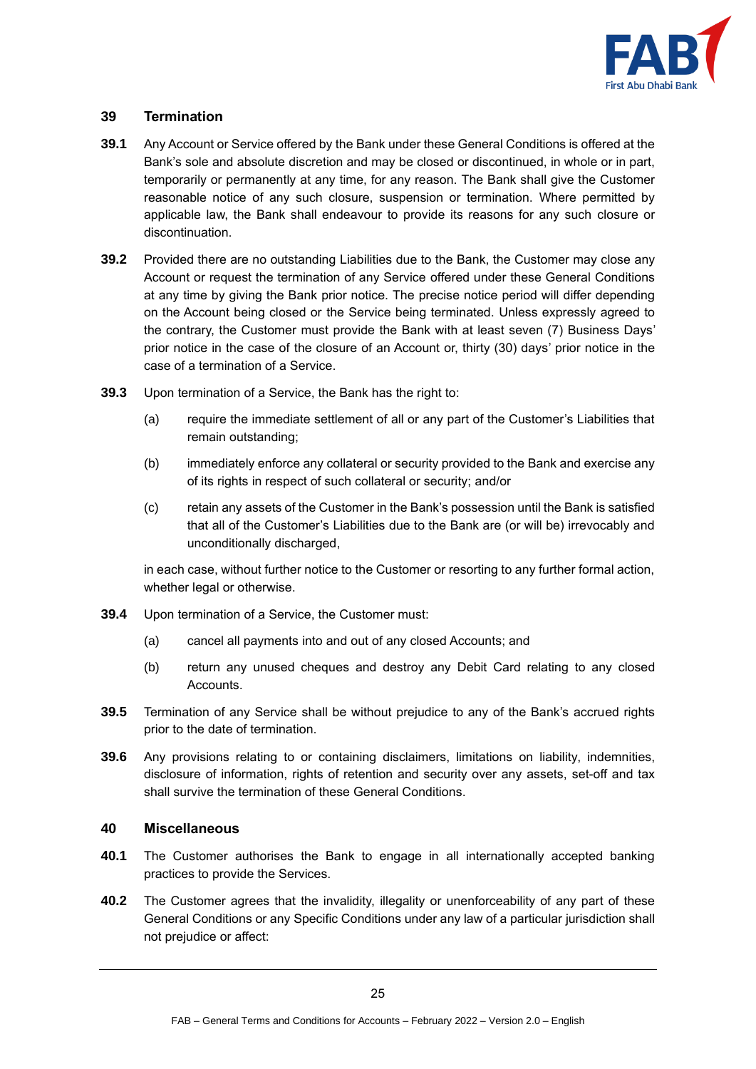## 39 Termination

**39.1** Any Account or Service offered by the Bank under these General Conditions is offered at the Bank's sole and absolute discretion and may be closed or discontinued, in whole or in part, temporarily or permanently at any time, for any reason. The Bank shall give the Customer reasonable notice of any such closure, suspension or termination. Where permitted by applicable law, the Bank shall endeavour to provide its reasons for any such closure or discontinuation.

**39.2** Provided there are no outstanding Liabilities due to the Bank, the Customer may close any Account or request the termination of any Service offered under these General Conditions at any time by giving the Bank prior notice. The precise notice period will differ depending on the Account being closed or the Service being terminated. Unless expressly agreed to the contrary, the Customer must provide the Bank with at least seven (7) Business Days' prior notice in the case of the closure of an Account or, thirty (30) days' prior notice in the case of a termination of a Service.

**39.3** Upon termination of a Service, the Bank has the right to:

(a) require the immediate settlement of all or any part of the Customer's Liabilities that remain outstanding;

(b) immediately enforce any collateral or security provided to the Bank and exercise any of its rights in respect of such collateral or security; and/or

(c) retain any assets of the Customer in the Bank's possession until the Bank is satisfied that all of the Customer's Liabilities due to the Bank are (or will be) irrevocably and unconditionally discharged,

in each case, without further notice to the Customer or resorting to any further formal action, whether legal or otherwise.

**39.4** Upon termination of a Service, the Customer must:

(a) cancel all payments into and out of any closed Accounts; and

(b) return any unused cheques and destroy any Debit Card relating to any closed Accounts.

**39.5** Termination of any Service shall be without prejudice to any of the Bank's accrued rights prior to the date of termination.

**39.6** Any provisions relating to or containing disclaimers, limitations on liability, indemnities, disclosure of information, rights of retention and security over any assets, set-off and tax shall survive the termination of these General Conditions.

## 40 Miscellaneous

**40.1** The Customer authorises the Bank to engage in all internationally accepted banking practices to provide the Services.

**40.2** The Customer agrees that the invalidity, illegality or unenforceability of any part of these General Conditions or any Specific Conditions under any law of a particular jurisdiction shall not prejudice or affect: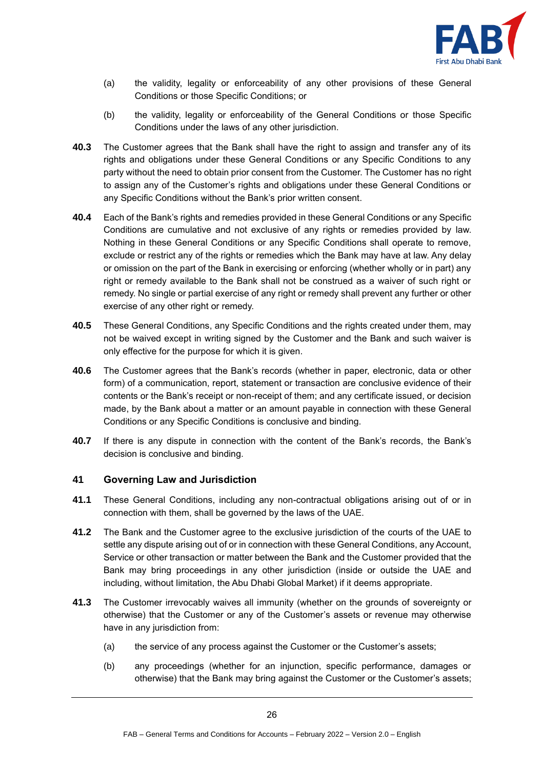(a) the validity, legality or enforceability of any other provisions of these General Conditions or those Specific Conditions; or

(b) the validity, legality or enforceability of the General Conditions or those Specific Conditions under the laws of any other jurisdiction.

**40.3** The Customer agrees that the Bank shall have the right to assign and transfer any of its rights and obligations under these General Conditions or any Specific Conditions to any party without the need to obtain prior consent from the Customer. The Customer has no right to assign any of the Customer's rights and obligations under these General Conditions or any Specific Conditions without the Bank's prior written consent.

**40.4** Each of the Bank's rights and remedies provided in these General Conditions or any Specific Conditions are cumulative and not exclusive of any rights or remedies provided by law. Nothing in these General Conditions or any Specific Conditions shall operate to remove, exclude or restrict any of the rights or remedies which the Bank may have at law. Any delay or omission on the part of the Bank in exercising or enforcing (whether wholly or in part) any right or remedy available to the Bank shall not be construed as a waiver of such right or remedy. No single or partial exercise of any right or remedy shall prevent any further or other exercise of any other right or remedy.

**40.5** These General Conditions, any Specific Conditions and the rights created under them, may not be waived except in writing signed by the Customer and the Bank and such waiver is only effective for the purpose for which it is given.

**40.6** The Customer agrees that the Bank's records (whether in paper, electronic, data or other form) of a communication, report, statement or transaction are conclusive evidence of their contents or the Bank's receipt or non-receipt of them; and any certificate issued, or decision made, by the Bank about a matter or an amount payable in connection with these General Conditions or any Specific Conditions is conclusive and binding.

**40.7** If there is any dispute in connection with the content of the Bank's records, the Bank's decision is conclusive and binding.

## 41 Governing Law and Jurisdiction

**41.1** These General Conditions, including any non-contractual obligations arising out of or in connection with them, shall be governed by the laws of the UAE.

**41.2** The Bank and the Customer agree to the exclusive jurisdiction of the courts of the UAE to settle any dispute arising out of or in connection with these General Conditions, any Account, Service or other transaction or matter between the Bank and the Customer provided that the Bank may bring proceedings in any other jurisdiction (inside or outside the UAE and including, without limitation, the Abu Dhabi Global Market) if it deems appropriate.

**41.3** The Customer irrevocably waives all immunity (whether on the grounds of sovereignty or otherwise) that the Customer or any of the Customer's assets or revenue may otherwise have in any jurisdiction from:

(a) the service of any process against the Customer or the Customer's assets;

(b) any proceedings (whether for an injunction, specific performance, damages or otherwise) that the Bank may bring against the Customer or the Customer's assets;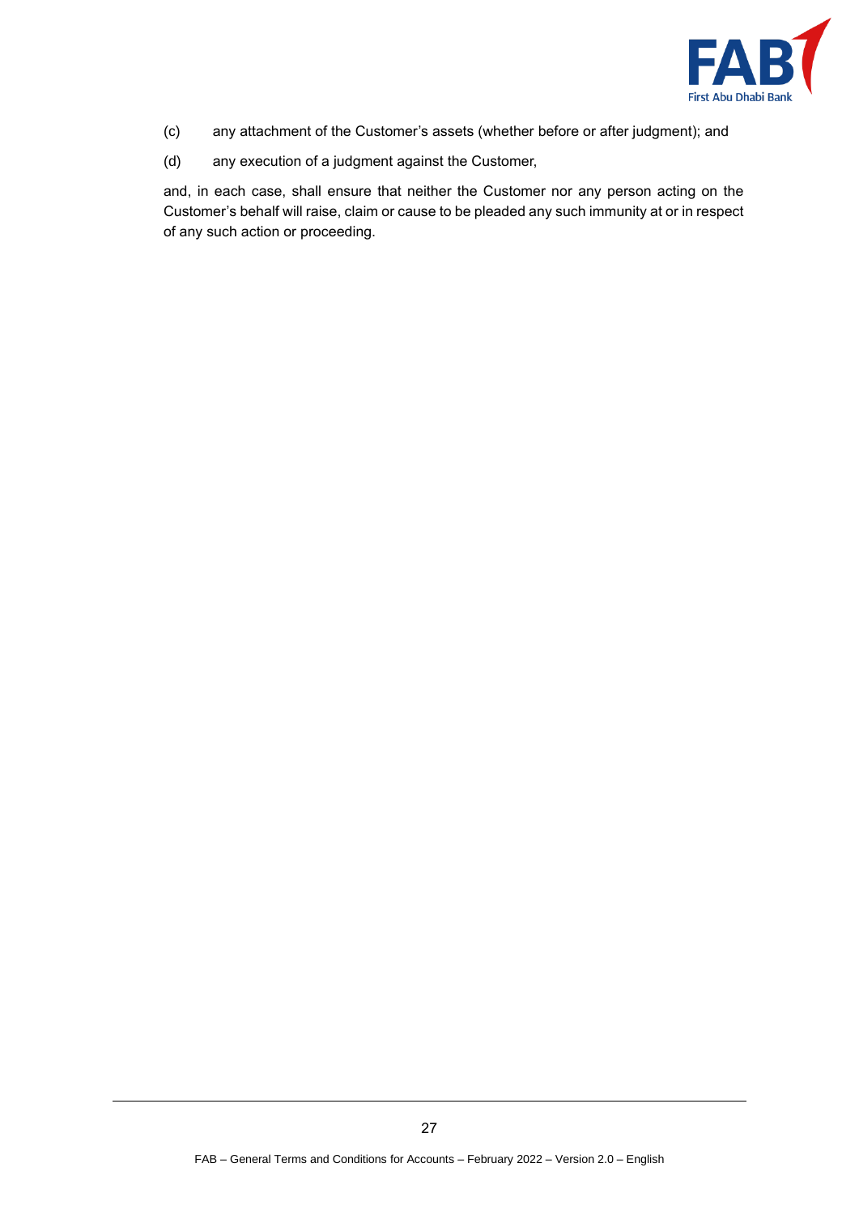(c) any attachment of the Customer's assets (whether before or after judgment); and

(d) any execution of a judgment against the Customer,

and, in each case, shall ensure that neither the Customer nor any person acting on the Customer's behalf will raise, claim or cause to be pleaded any such immunity at or in respect of any such action or proceeding.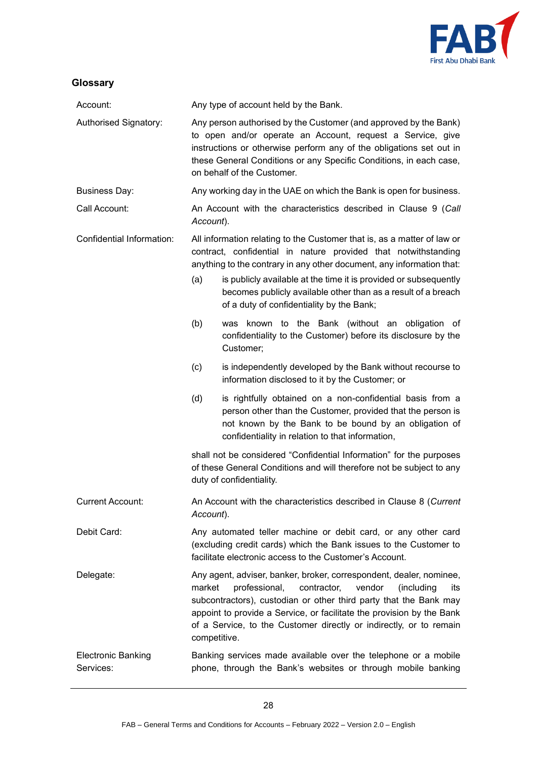## Glossary

| | |
|---|---|
| Account: | Any type of account held by the Bank. |
| Authorised Signatory: | Any person authorised by the Customer (and approved by the Bank) to open and/or operate an Account, request a Service, give instructions or otherwise perform any of the obligations set out in these General Conditions or any Specific Conditions, in each case, on behalf of the Customer. |
| Business Day: | Any working day in the UAE on which the Bank is open for business. |
| Call Account: | An Account with the characteristics described in Clause 9 (*Call Account*). |
| Confidential Information: | All information relating to the Customer that is, as a matter of law or contract, confidential in nature provided that notwithstanding anything to the contrary in any other document, any information that: (a) is publicly available at the time it is provided or subsequently becomes publicly available other than as a result of a breach of a duty of confidentiality by the Bank; (b) was known to the Bank (without an obligation of confidentiality to the Customer) before its disclosure by the Customer; (c) is independently developed by the Bank without recourse to information disclosed to it by the Customer; or (d) is rightfully obtained on a non-confidential basis from a person other than the Customer, provided that the person is not known by the Bank to be bound by an obligation of confidentiality in relation to that information, shall not be considered "Confidential Information" for the purposes of these General Conditions and will therefore not be subject to any duty of confidentiality. |
| Current Account: | An Account with the characteristics described in Clause 8 (*Current Account*). |
| Debit Card: | Any automated teller machine or debit card, or any other card (excluding credit cards) which the Bank issues to the Customer to facilitate electronic access to the Customer's Account. |
| Delegate: | Any agent, adviser, banker, broker, correspondent, dealer, nominee, market professional, contractor, vendor (including its subcontractors), custodian or other third party that the Bank may appoint to provide a Service, or facilitate the provision by the Bank of a Service, to the Customer directly or indirectly, or to remain competitive. |
| Electronic Banking Services: | Banking services made available over the telephone or a mobile phone, through the Bank's websites or through mobile banking |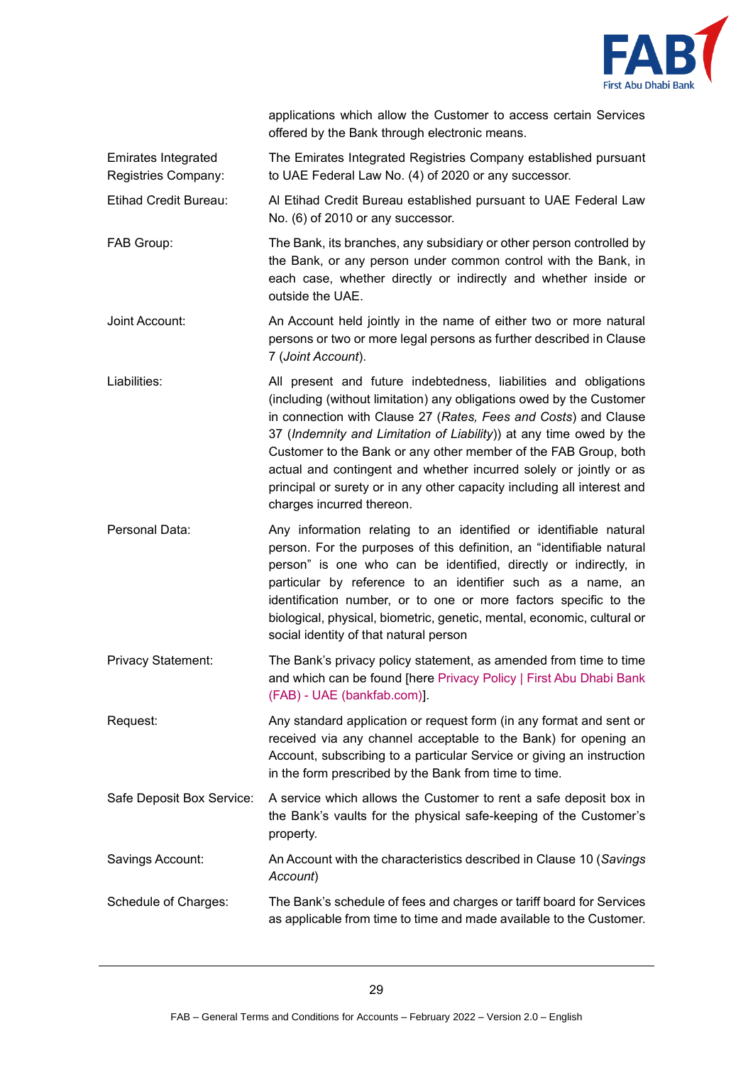| | |
|---|---|
| | applications which allow the Customer to access certain Services offered by the Bank through electronic means. |
| Emirates Integrated Registries Company: | The Emirates Integrated Registries Company established pursuant to UAE Federal Law No. (4) of 2020 or any successor. |
| Etihad Credit Bureau: | Al Etihad Credit Bureau established pursuant to UAE Federal Law No. (6) of 2010 or any successor. |
| FAB Group: | The Bank, its branches, any subsidiary or other person controlled by the Bank, or any person under common control with the Bank, in each case, whether directly or indirectly and whether inside or outside the UAE. |
| Joint Account: | An Account held jointly in the name of either two or more natural persons or two or more legal persons as further described in Clause 7 (*Joint Account*). |
| Liabilities: | All present and future indebtedness, liabilities and obligations (including (without limitation) any obligations owed by the Customer in connection with Clause 27 (*Rates, Fees and Costs*) and Clause 37 (*Indemnity and Limitation of Liability*)) at any time owed by the Customer to the Bank or any other member of the FAB Group, both actual and contingent and whether incurred solely or jointly or as principal or surety or in any other capacity including all interest and charges incurred thereon. |
| Personal Data: | Any information relating to an identified or identifiable natural person. For the purposes of this definition, an "identifiable natural person" is one who can be identified, directly or indirectly, in particular by reference to an identifier such as a name, an identification number, or to one or more factors specific to the biological, physical, biometric, genetic, mental, economic, cultural or social identity of that natural person |
| Privacy Statement: | The Bank's privacy policy statement, as amended from time to time and which can be found [here Privacy Policy \| First Abu Dhabi Bank (FAB) - UAE (bankfab.com)]. |
| Request: | Any standard application or request form (in any format and sent or received via any channel acceptable to the Bank) for opening an Account, subscribing to a particular Service or giving an instruction in the form prescribed by the Bank from time to time. |
| Safe Deposit Box Service: | A service which allows the Customer to rent a safe deposit box in the Bank's vaults for the physical safe-keeping of the Customer's property. |
| Savings Account: | An Account with the characteristics described in Clause 10 (*Savings Account*) |
| Schedule of Charges: | The Bank's schedule of fees and charges or tariff board for Services as applicable from time to time and made available to the Customer. |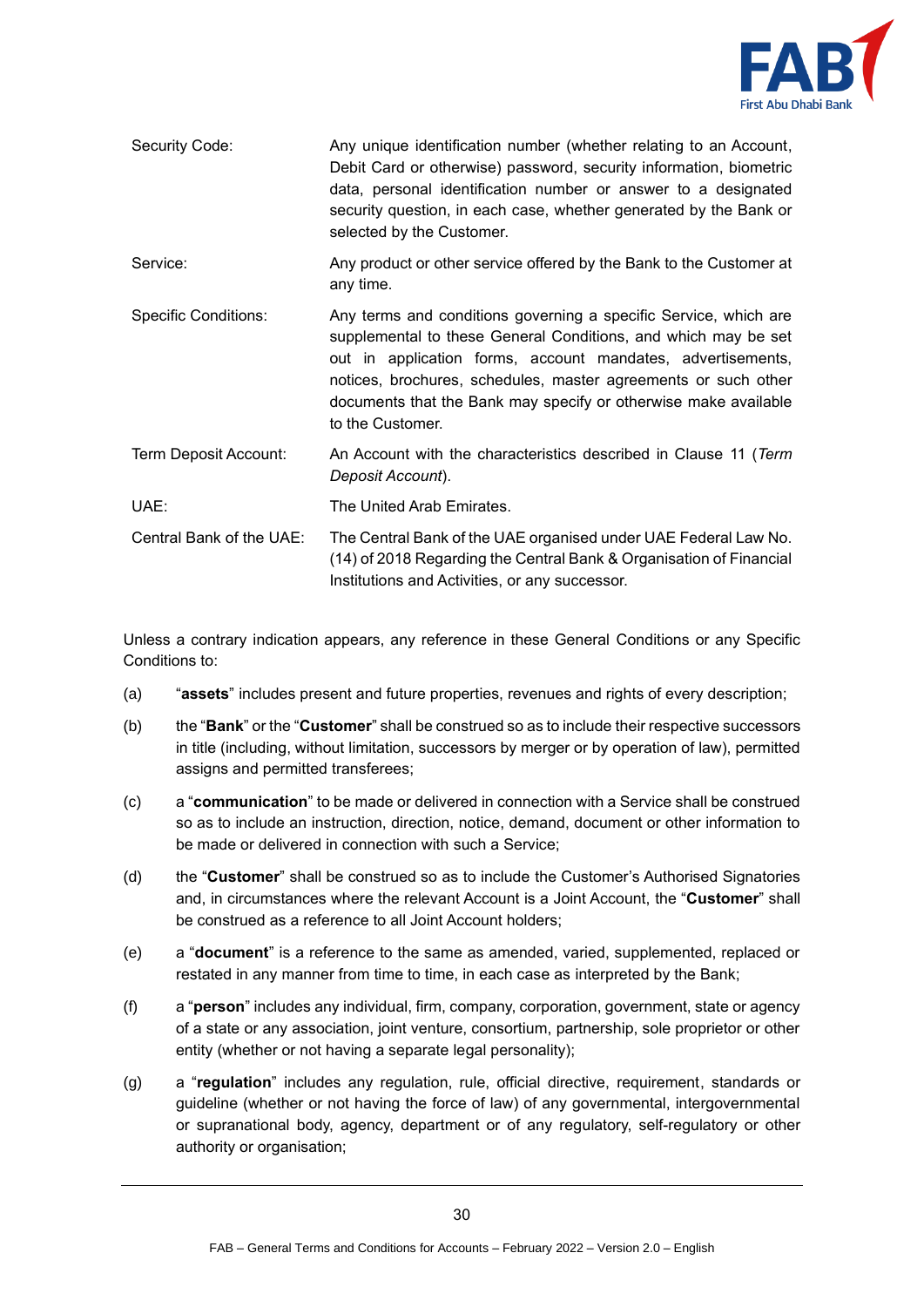| | |
|---|---|
| Security Code: | Any unique identification number (whether relating to an Account, Debit Card or otherwise) password, security information, biometric data, personal identification number or answer to a designated security question, in each case, whether generated by the Bank or selected by the Customer. |
| Service: | Any product or other service offered by the Bank to the Customer at any time. |
| Specific Conditions: | Any terms and conditions governing a specific Service, which are supplemental to these General Conditions, and which may be set out in application forms, account mandates, advertisements, notices, brochures, schedules, master agreements or such other documents that the Bank may specify or otherwise make available to the Customer. |
| Term Deposit Account: | An Account with the characteristics described in Clause 11 (*Term Deposit Account*). |
| UAE: | The United Arab Emirates. |
| Central Bank of the UAE: | The Central Bank of the UAE organised under UAE Federal Law No. (14) of 2018 Regarding the Central Bank & Organisation of Financial Institutions and Activities, or any successor. |

Unless a contrary indication appears, any reference in these General Conditions or any Specific Conditions to:

(a) "**assets**" includes present and future properties, revenues and rights of every description;

(b) the "**Bank**" or the "**Customer**" shall be construed so as to include their respective successors in title (including, without limitation, successors by merger or by operation of law), permitted assigns and permitted transferees;

(c) a "**communication**" to be made or delivered in connection with a Service shall be construed so as to include an instruction, direction, notice, demand, document or other information to be made or delivered in connection with such a Service;

(d) the "**Customer**" shall be construed so as to include the Customer's Authorised Signatories and, in circumstances where the relevant Account is a Joint Account, the "**Customer**" shall be construed as a reference to all Joint Account holders;

(e) a "**document**" is a reference to the same as amended, varied, supplemented, replaced or restated in any manner from time to time, in each case as interpreted by the Bank;

(f) a "**person**" includes any individual, firm, company, corporation, government, state or agency of a state or any association, joint venture, consortium, partnership, sole proprietor or other entity (whether or not having a separate legal personality);

(g) a "**regulation**" includes any regulation, rule, official directive, requirement, standards or guideline (whether or not having the force of law) of any governmental, intergovernmental or supranational body, agency, department or of any regulatory, self-regulatory or other authority or organisation;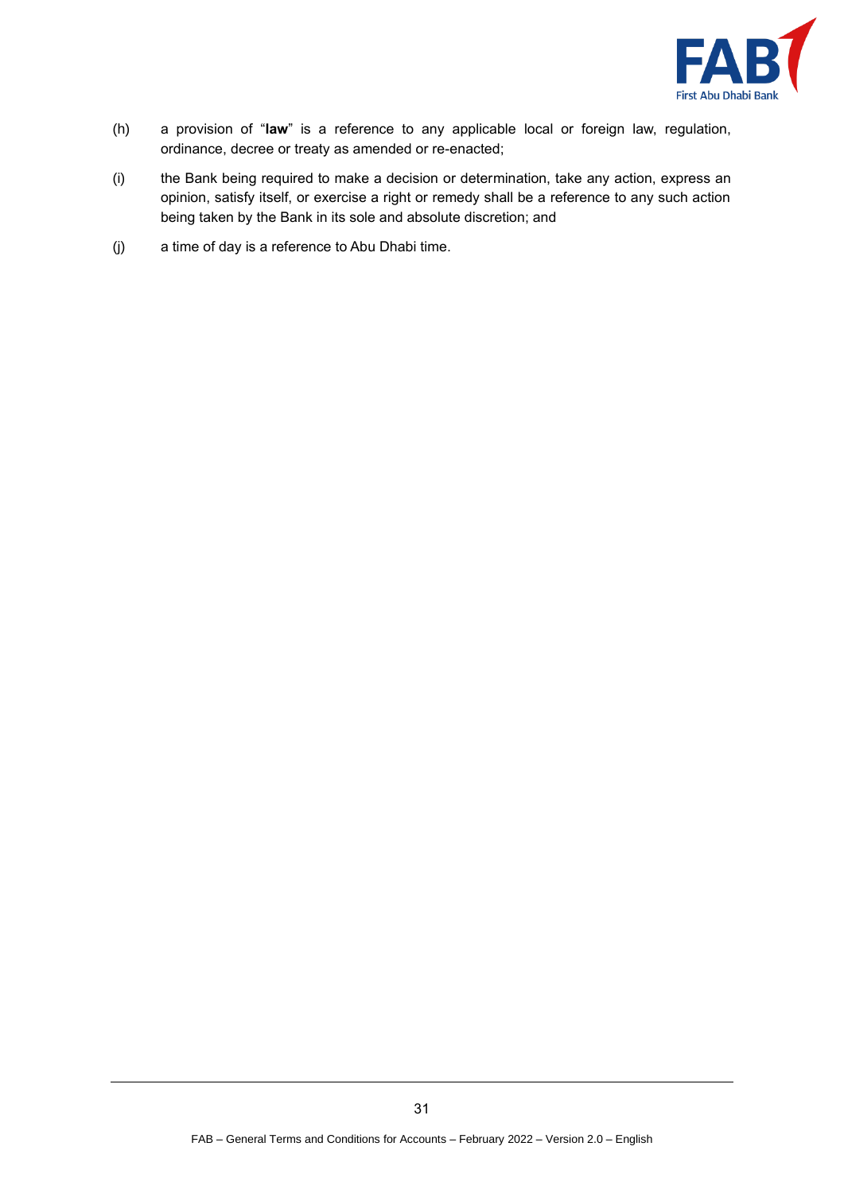(h) a provision of "**law**" is a reference to any applicable local or foreign law, regulation, ordinance, decree or treaty as amended or re-enacted;

(i) the Bank being required to make a decision or determination, take any action, express an opinion, satisfy itself, or exercise a right or remedy shall be a reference to any such action being taken by the Bank in its sole and absolute discretion; and

(j) a time of day is a reference to Abu Dhabi time.